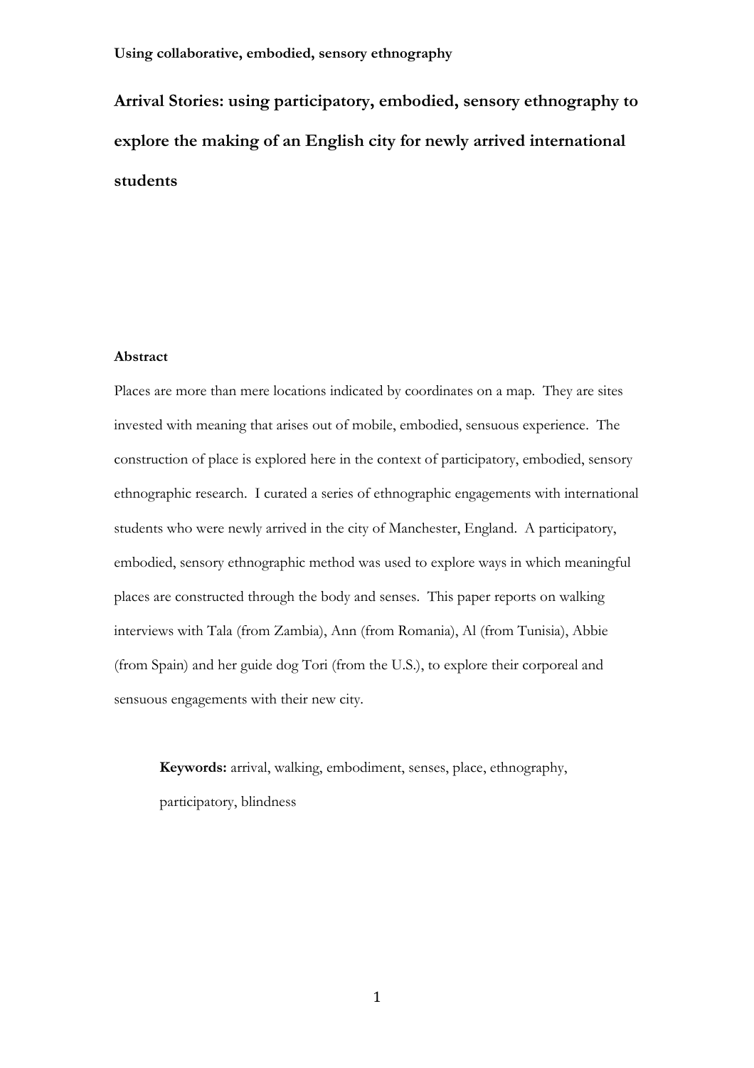# Arrival Stories: using participatory, embodied, sensory ethnography to explore the making of an English city for newly arrived international students

## Abstract

Places are more than mere locations indicated by coordinates on a map. They are sites invested with meaning that arises out of mobile, embodied, sensuous experience. The construction of place is explored here in the context of participatory, embodied, sensory ethnographic research. I curated a series of ethnographic engagements with international students who were newly arrived in the city of Manchester, England. A participatory, embodied, sensory ethnographic method was used to explore ways in which meaningful places are constructed through the body and senses. This paper reports on walking interviews with Tala (from Zambia), Ann (from Romania), Al (from Tunisia), Abbie (from Spain) and her guide dog Tori (from the U.S.), to explore their corporeal and sensuous engagements with their new city.

> **Keywords:** arrival, walking, embodiment, senses, place, ethnography, participatory, blindness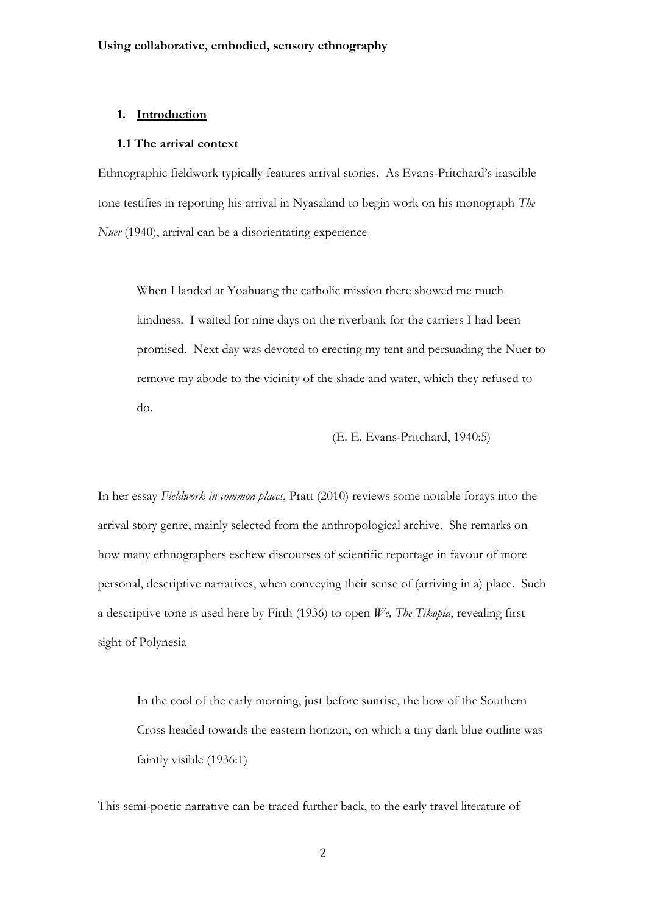**Using collaborative, embodied, sensory ethnography**

## 1. Introduction

### 1.1 The arrival context

Ethnographic fieldwork typically features arrival stories. As Evans-Pritchard's irascible tone testifies in reporting his arrival in Nyasaland to begin work on his monograph *The Nuer* (1940), arrival can be a disorientating experience

> When I landed at Yoahuang the catholic mission there showed me much kindness. I waited for nine days on the riverbank for the carriers I had been promised. Next day was devoted to erecting my tent and persuading the Nuer to remove my abode to the vicinity of the shade and water, which they refused to do.
>
> (E. E. Evans-Pritchard, 1940:5)

In her essay *Fieldwork in common places*, Pratt (2010) reviews some notable forays into the arrival story genre, mainly selected from the anthropological archive. She remarks on how many ethnographers eschew discourses of scientific reportage in favour of more personal, descriptive narratives, when conveying their sense of (arriving in a) place. Such a descriptive tone is used here by Firth (1936) to open *We, The Tikopia*, revealing first sight of Polynesia

> In the cool of the early morning, just before sunrise, the bow of the Southern Cross headed towards the eastern horizon, on which a tiny dark blue outline was faintly visible (1936:1)

This semi-poetic narrative can be traced further back, to the early travel literature of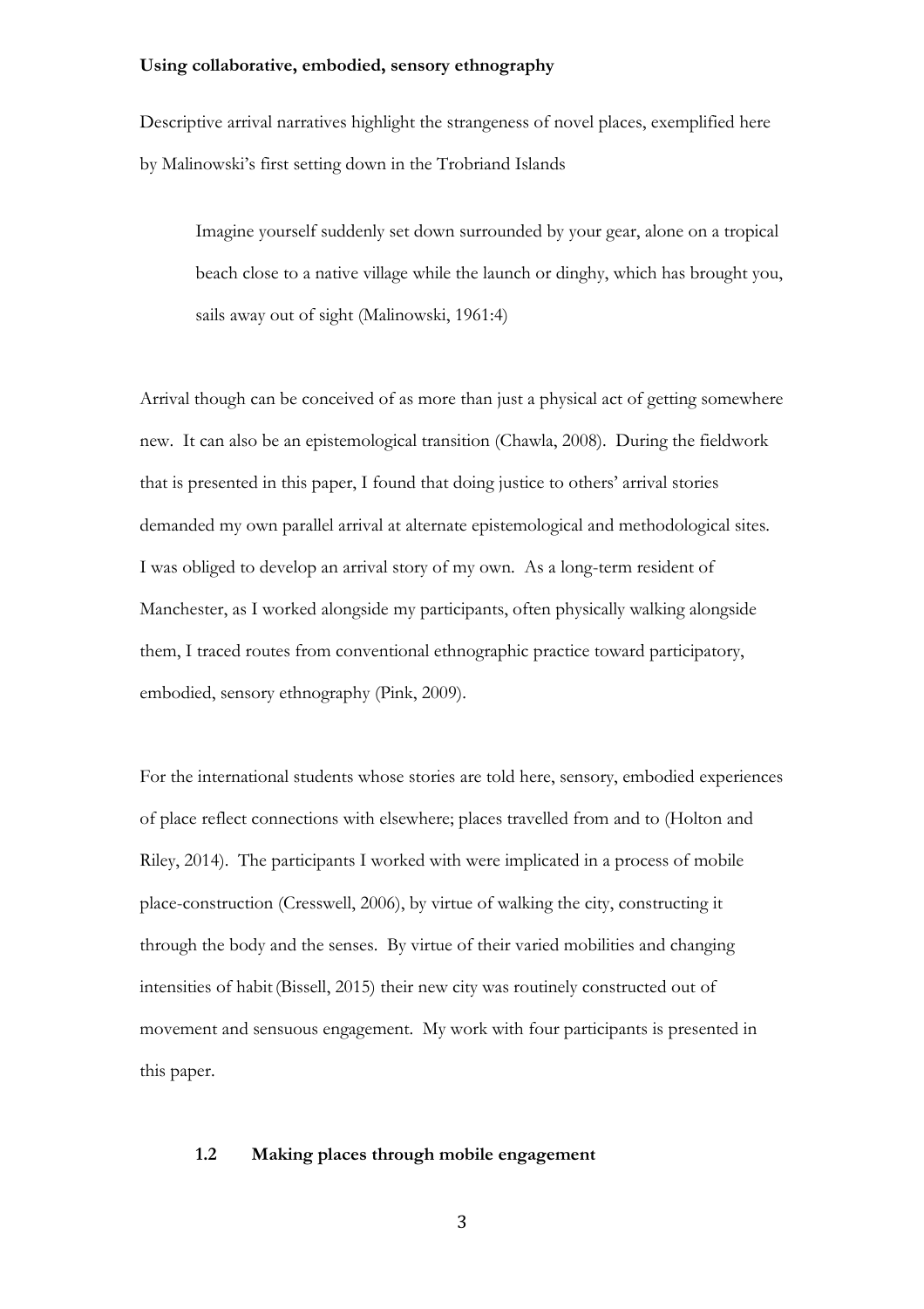**Using collaborative, embodied, sensory ethnography**

Descriptive arrival narratives highlight the strangeness of novel places, exemplified here by Malinowski's first setting down in the Trobriand Islands

> Imagine yourself suddenly set down surrounded by your gear, alone on a tropical beach close to a native village while the launch or dinghy, which has brought you, sails away out of sight (Malinowski, 1961:4)

Arrival though can be conceived of as more than just a physical act of getting somewhere new. It can also be an epistemological transition (Chawla, 2008). During the fieldwork that is presented in this paper, I found that doing justice to others' arrival stories demanded my own parallel arrival at alternate epistemological and methodological sites. I was obliged to develop an arrival story of my own. As a long-term resident of Manchester, as I worked alongside my participants, often physically walking alongside them, I traced routes from conventional ethnographic practice toward participatory, embodied, sensory ethnography (Pink, 2009).

For the international students whose stories are told here, sensory, embodied experiences of place reflect connections with elsewhere; places travelled from and to (Holton and Riley, 2014). The participants I worked with were implicated in a process of mobile place-construction (Cresswell, 2006), by virtue of walking the city, constructing it through the body and the senses. By virtue of their varied mobilities and changing intensities of habit (Bissell, 2015) their new city was routinely constructed out of movement and sensuous engagement. My work with four participants is presented in this paper.

### 1.2 Making places through mobile engagement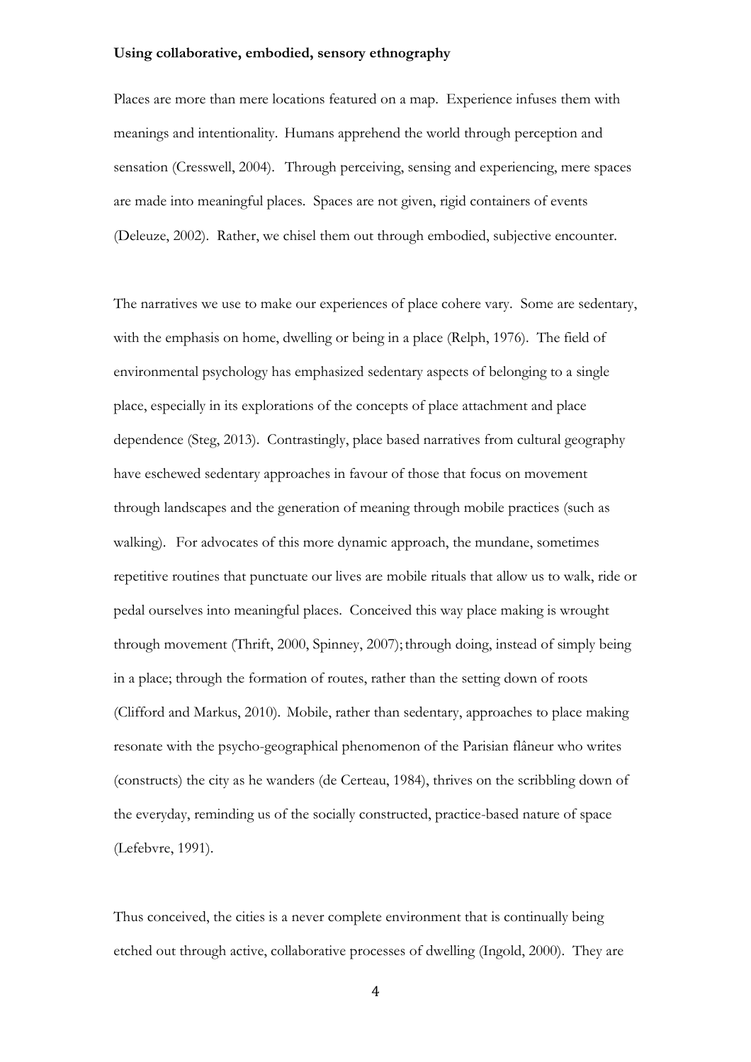**Using collaborative, embodied, sensory ethnography**

Places are more than mere locations featured on a map. Experience infuses them with meanings and intentionality. Humans apprehend the world through perception and sensation (Cresswell, 2004). Through perceiving, sensing and experiencing, mere spaces are made into meaningful places. Spaces are not given, rigid containers of events (Deleuze, 2002). Rather, we chisel them out through embodied, subjective encounter.

The narratives we use to make our experiences of place cohere vary. Some are sedentary, with the emphasis on home, dwelling or being in a place (Relph, 1976). The field of environmental psychology has emphasized sedentary aspects of belonging to a single place, especially in its explorations of the concepts of place attachment and place dependence (Steg, 2013). Contrastingly, place based narratives from cultural geography have eschewed sedentary approaches in favour of those that focus on movement through landscapes and the generation of meaning through mobile practices (such as walking). For advocates of this more dynamic approach, the mundane, sometimes repetitive routines that punctuate our lives are mobile rituals that allow us to walk, ride or pedal ourselves into meaningful places. Conceived this way place making is wrought through movement (Thrift, 2000, Spinney, 2007); through doing, instead of simply being in a place; through the formation of routes, rather than the setting down of roots (Clifford and Markus, 2010). Mobile, rather than sedentary, approaches to place making resonate with the psycho-geographical phenomenon of the Parisian flâneur who writes (constructs) the city as he wanders (de Certeau, 1984), thrives on the scribbling down of the everyday, reminding us of the socially constructed, practice-based nature of space (Lefebvre, 1991).

Thus conceived, the cities is a never complete environment that is continually being etched out through active, collaborative processes of dwelling (Ingold, 2000). They are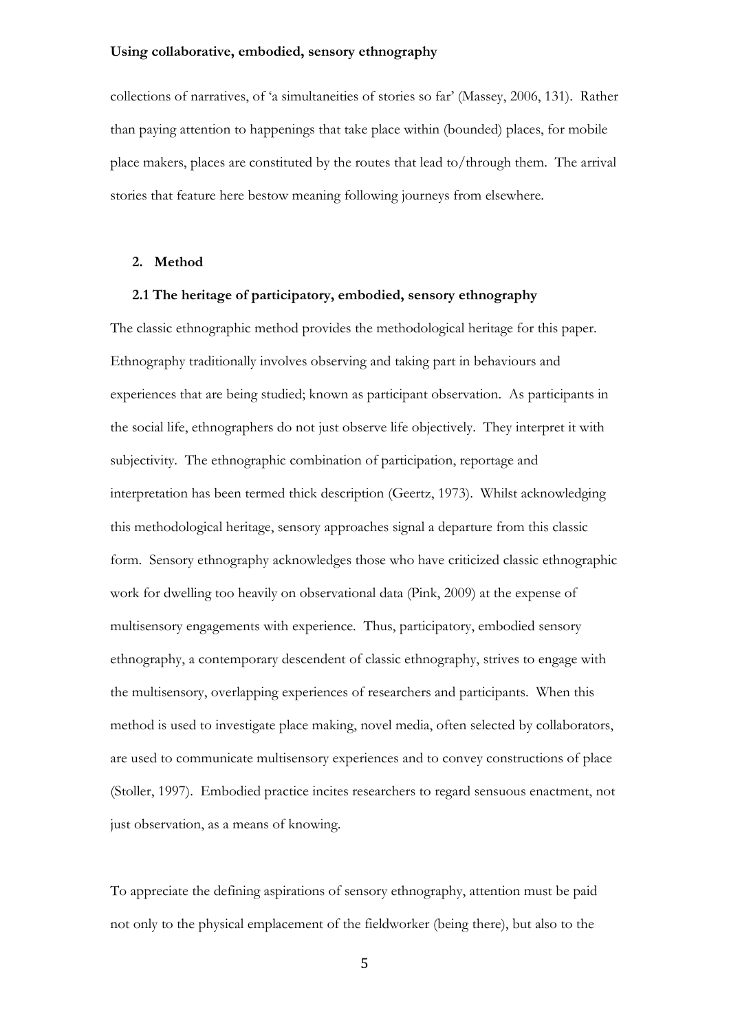collections of narratives, of 'a simultaneities of stories so far' (Massey, 2006, 131). Rather than paying attention to happenings that take place within (bounded) places, for mobile place makers, places are constituted by the routes that lead to/through them. The arrival stories that feature here bestow meaning following journeys from elsewhere.

## 2. Method

### 2.1 The heritage of participatory, embodied, sensory ethnography

The classic ethnographic method provides the methodological heritage for this paper. Ethnography traditionally involves observing and taking part in behaviours and experiences that are being studied; known as participant observation. As participants in the social life, ethnographers do not just observe life objectively. They interpret it with subjectivity. The ethnographic combination of participation, reportage and interpretation has been termed thick description (Geertz, 1973). Whilst acknowledging this methodological heritage, sensory approaches signal a departure from this classic form. Sensory ethnography acknowledges those who have criticized classic ethnographic work for dwelling too heavily on observational data (Pink, 2009) at the expense of multisensory engagements with experience. Thus, participatory, embodied sensory ethnography, a contemporary descendent of classic ethnography, strives to engage with the multisensory, overlapping experiences of researchers and participants. When this method is used to investigate place making, novel media, often selected by collaborators, are used to communicate multisensory experiences and to convey constructions of place (Stoller, 1997). Embodied practice incites researchers to regard sensuous enactment, not just observation, as a means of knowing.

To appreciate the defining aspirations of sensory ethnography, attention must be paid not only to the physical emplacement of the fieldworker (being there), but also to the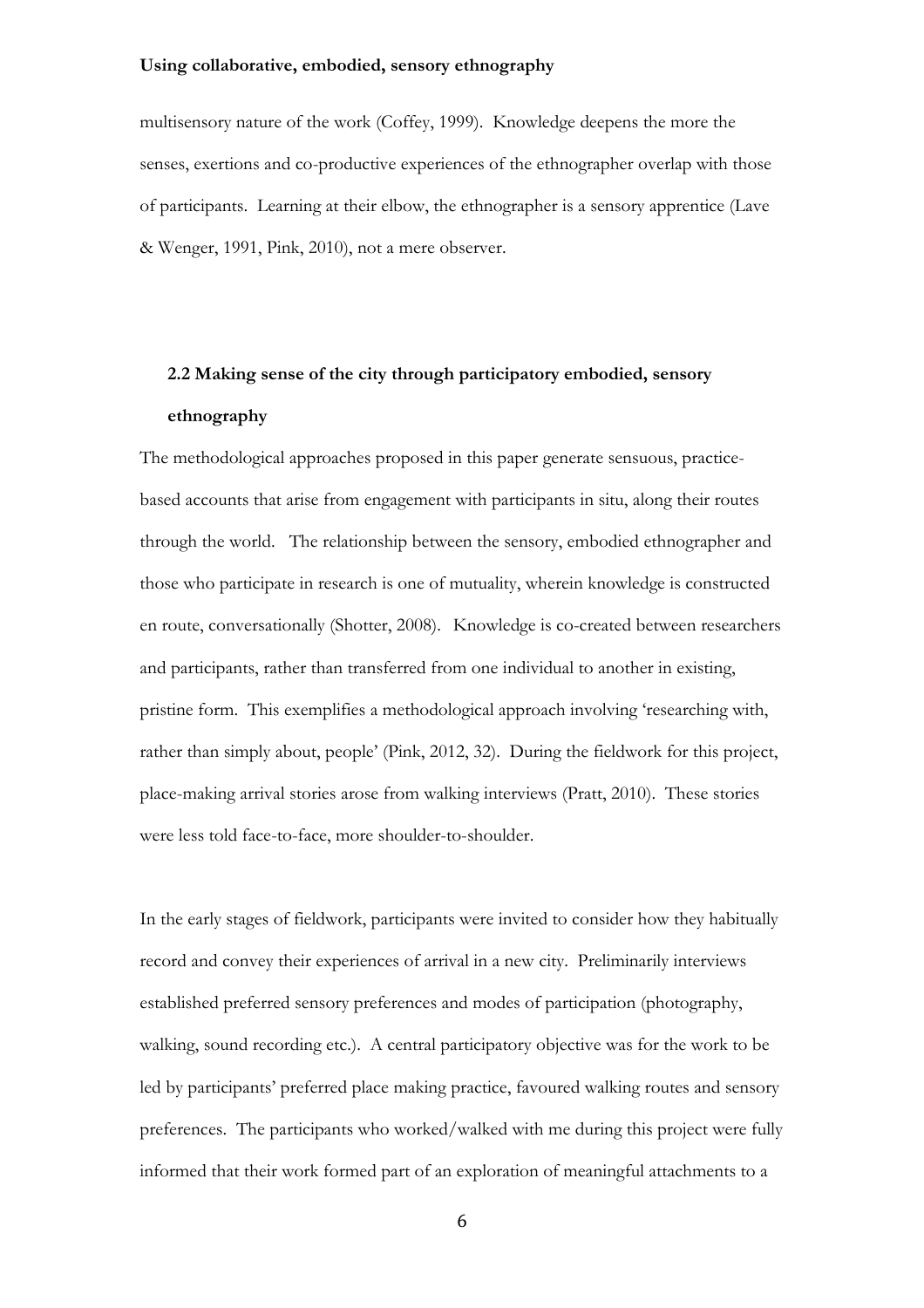multisensory nature of the work (Coffey, 1999). Knowledge deepens the more the senses, exertions and co-productive experiences of the ethnographer overlap with those of participants. Learning at their elbow, the ethnographer is a sensory apprentice (Lave & Wenger, 1991, Pink, 2010), not a mere observer.

## 2.2 Making sense of the city through participatory embodied, sensory ethnography

The methodological approaches proposed in this paper generate sensuous, practice-based accounts that arise from engagement with participants in situ, along their routes through the world. The relationship between the sensory, embodied ethnographer and those who participate in research is one of mutuality, wherein knowledge is constructed en route, conversationally (Shotter, 2008). Knowledge is co-created between researchers and participants, rather than transferred from one individual to another in existing, pristine form. This exemplifies a methodological approach involving 'researching with, rather than simply about, people' (Pink, 2012, 32). During the fieldwork for this project, place-making arrival stories arose from walking interviews (Pratt, 2010). These stories were less told face-to-face, more shoulder-to-shoulder.

In the early stages of fieldwork, participants were invited to consider how they habitually record and convey their experiences of arrival in a new city. Preliminarily interviews established preferred sensory preferences and modes of participation (photography, walking, sound recording etc.). A central participatory objective was for the work to be led by participants' preferred place making practice, favoured walking routes and sensory preferences. The participants who worked/walked with me during this project were fully informed that their work formed part of an exploration of meaningful attachments to a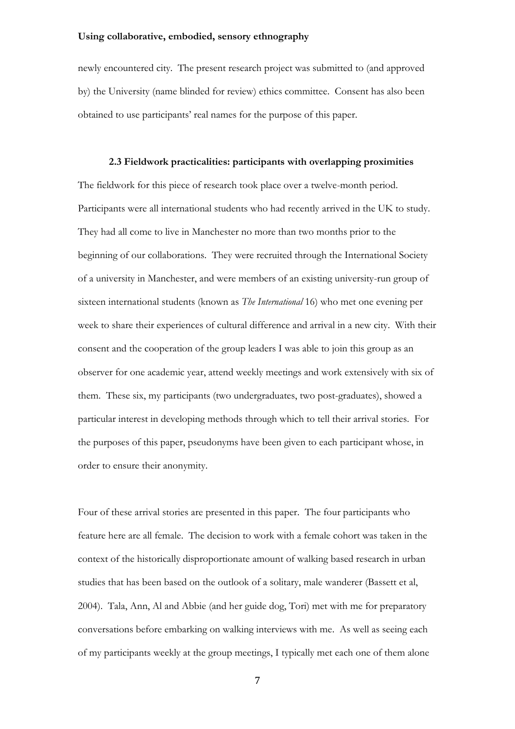newly encountered city. The present research project was submitted to (and approved by) the University (name blinded for review) ethics committee. Consent has also been obtained to use participants' real names for the purpose of this paper.

### 2.3 Fieldwork practicalities: participants with overlapping proximities

The fieldwork for this piece of research took place over a twelve-month period. Participants were all international students who had recently arrived in the UK to study. They had all come to live in Manchester no more than two months prior to the beginning of our collaborations. They were recruited through the International Society of a university in Manchester, and were members of an existing university-run group of sixteen international students (known as *The International* 16) who met one evening per week to share their experiences of cultural difference and arrival in a new city. With their consent and the cooperation of the group leaders I was able to join this group as an observer for one academic year, attend weekly meetings and work extensively with six of them. These six, my participants (two undergraduates, two post-graduates), showed a particular interest in developing methods through which to tell their arrival stories. For the purposes of this paper, pseudonyms have been given to each participant whose, in order to ensure their anonymity.

Four of these arrival stories are presented in this paper. The four participants who feature here are all female. The decision to work with a female cohort was taken in the context of the historically disproportionate amount of walking based research in urban studies that has been based on the outlook of a solitary, male wanderer (Bassett et al, 2004). Tala, Ann, Al and Abbie (and her guide dog, Tori) met with me for preparatory conversations before embarking on walking interviews with me. As well as seeing each of my participants weekly at the group meetings, I typically met each one of them alone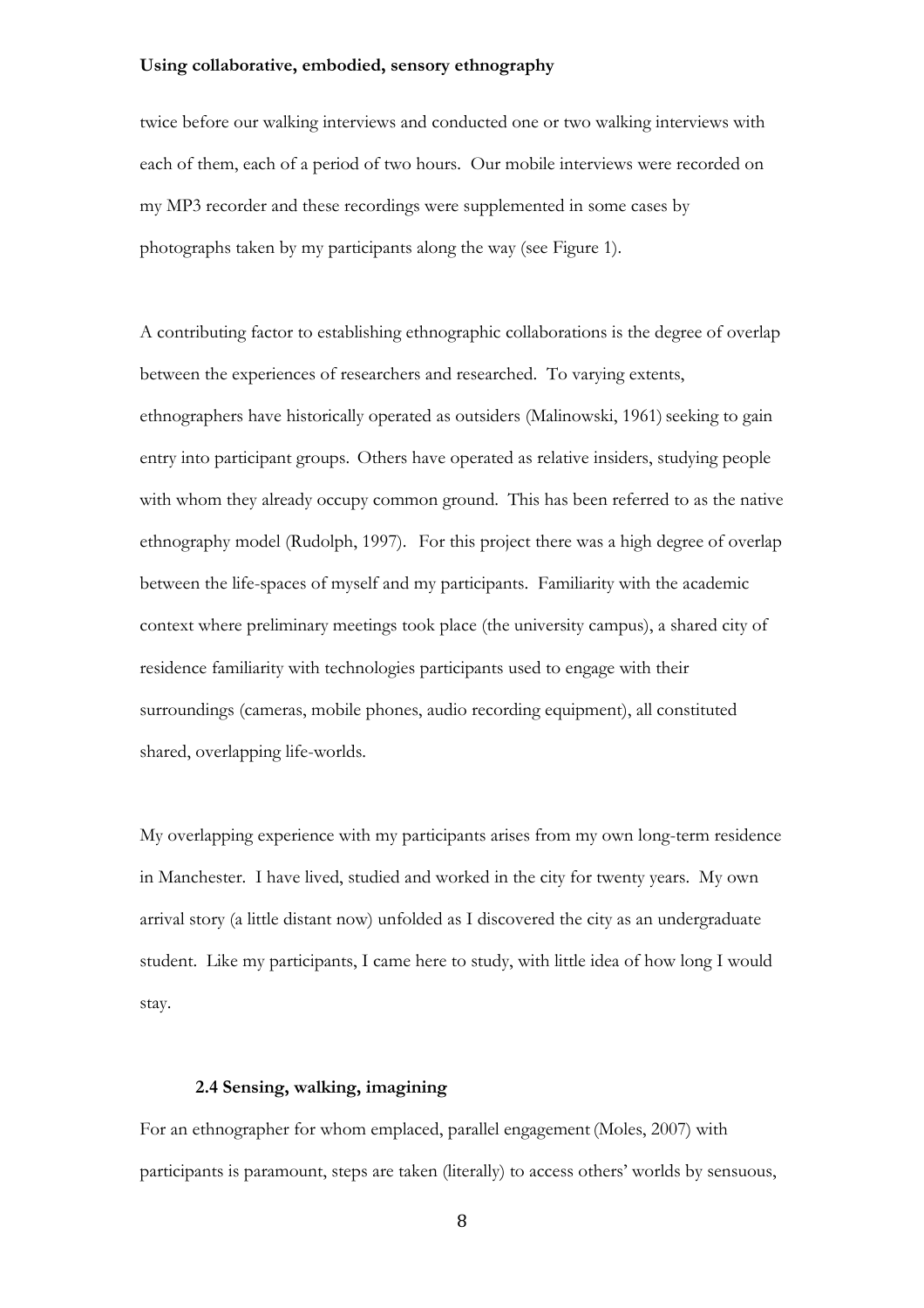twice before our walking interviews and conducted one or two walking interviews with each of them, each of a period of two hours. Our mobile interviews were recorded on my MP3 recorder and these recordings were supplemented in some cases by photographs taken by my participants along the way (see Figure 1).

A contributing factor to establishing ethnographic collaborations is the degree of overlap between the experiences of researchers and researched. To varying extents, ethnographers have historically operated as outsiders (Malinowski, 1961) seeking to gain entry into participant groups. Others have operated as relative insiders, studying people with whom they already occupy common ground. This has been referred to as the native ethnography model (Rudolph, 1997). For this project there was a high degree of overlap between the life-spaces of myself and my participants. Familiarity with the academic context where preliminary meetings took place (the university campus), a shared city of residence familiarity with technologies participants used to engage with their surroundings (cameras, mobile phones, audio recording equipment), all constituted shared, overlapping life-worlds.

My overlapping experience with my participants arises from my own long-term residence in Manchester. I have lived, studied and worked in the city for twenty years. My own arrival story (a little distant now) unfolded as I discovered the city as an undergraduate student. Like my participants, I came here to study, with little idea of how long I would stay.

### 2.4 Sensing, walking, imagining

For an ethnographer for whom emplaced, parallel engagement (Moles, 2007) with participants is paramount, steps are taken (literally) to access others' worlds by sensuous,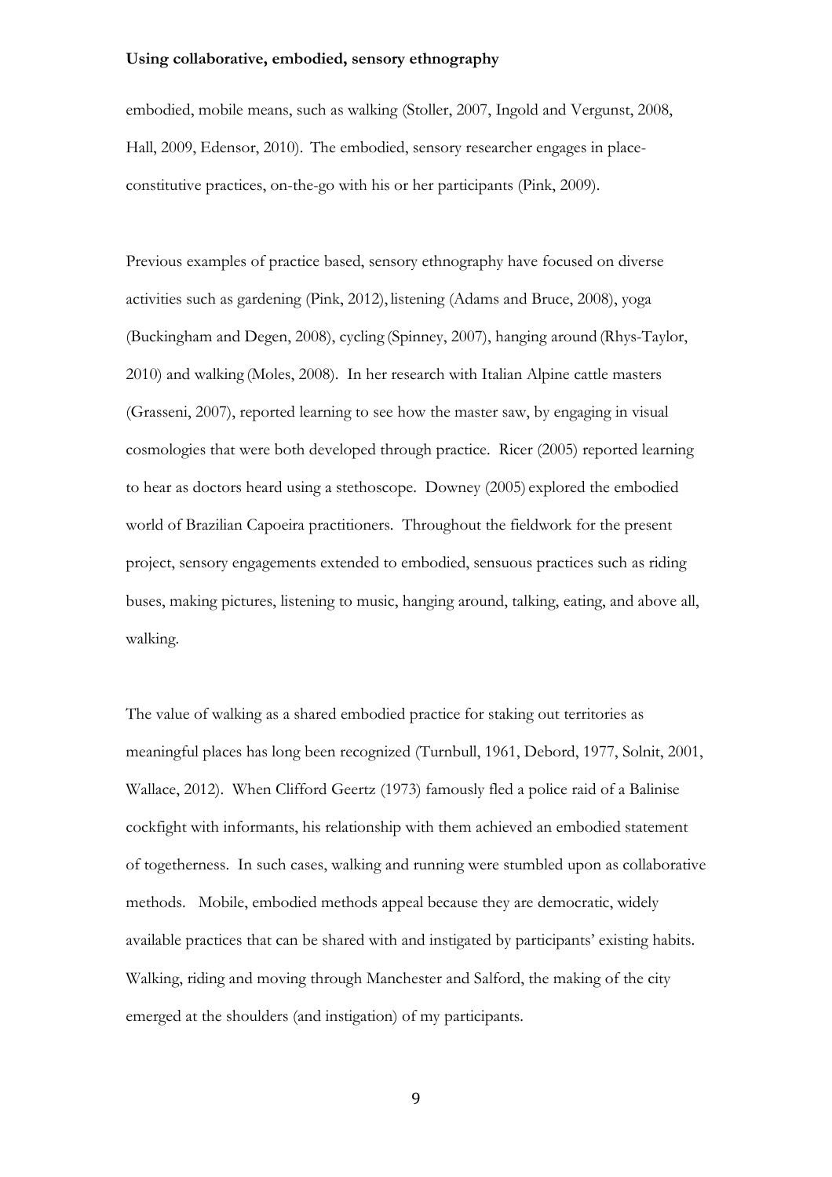embodied, mobile means, such as walking (Stoller, 2007, Ingold and Vergunst, 2008, Hall, 2009, Edensor, 2010). The embodied, sensory researcher engages in place-constitutive practices, on-the-go with his or her participants (Pink, 2009).

Previous examples of practice based, sensory ethnography have focused on diverse activities such as gardening (Pink, 2012), listening (Adams and Bruce, 2008), yoga (Buckingham and Degen, 2008), cycling (Spinney, 2007), hanging around (Rhys-Taylor, 2010) and walking (Moles, 2008). In her research with Italian Alpine cattle masters (Grasseni, 2007), reported learning to see how the master saw, by engaging in visual cosmologies that were both developed through practice. Ricer (2005) reported learning to hear as doctors heard using a stethoscope. Downey (2005) explored the embodied world of Brazilian Capoeira practitioners. Throughout the fieldwork for the present project, sensory engagements extended to embodied, sensuous practices such as riding buses, making pictures, listening to music, hanging around, talking, eating, and above all, walking.

The value of walking as a shared embodied practice for staking out territories as meaningful places has long been recognized (Turnbull, 1961, Debord, 1977, Solnit, 2001, Wallace, 2012). When Clifford Geertz (1973) famously fled a police raid of a Balinise cockfight with informants, his relationship with them achieved an embodied statement of togetherness. In such cases, walking and running were stumbled upon as collaborative methods. Mobile, embodied methods appeal because they are democratic, widely available practices that can be shared with and instigated by participants' existing habits. Walking, riding and moving through Manchester and Salford, the making of the city emerged at the shoulders (and instigation) of my participants.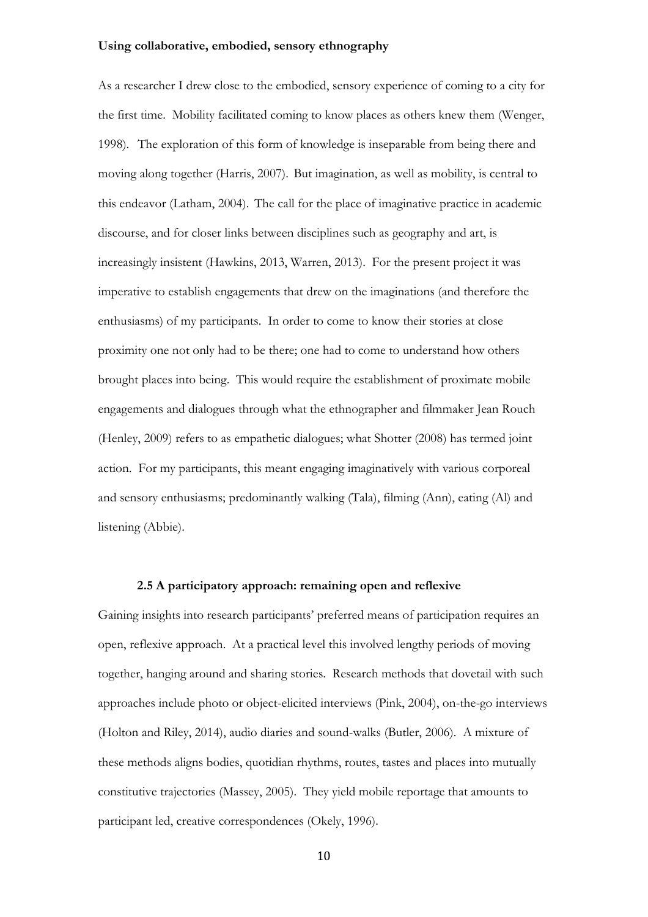**Using collaborative, embodied, sensory ethnography**

As a researcher I drew close to the embodied, sensory experience of coming to a city for the first time. Mobility facilitated coming to know places as others knew them (Wenger, 1998). The exploration of this form of knowledge is inseparable from being there and moving along together (Harris, 2007). But imagination, as well as mobility, is central to this endeavor (Latham, 2004). The call for the place of imaginative practice in academic discourse, and for closer links between disciplines such as geography and art, is increasingly insistent (Hawkins, 2013, Warren, 2013). For the present project it was imperative to establish engagements that drew on the imaginations (and therefore the enthusiasms) of my participants. In order to come to know their stories at close proximity one not only had to be there; one had to come to understand how others brought places into being. This would require the establishment of proximate mobile engagements and dialogues through what the ethnographer and filmmaker Jean Rouch (Henley, 2009) refers to as empathetic dialogues; what Shotter (2008) has termed joint action. For my participants, this meant engaging imaginatively with various corporeal and sensory enthusiasms; predominantly walking (Tala), filming (Ann), eating (Al) and listening (Abbie).

### 2.5 A participatory approach: remaining open and reflexive

Gaining insights into research participants' preferred means of participation requires an open, reflexive approach. At a practical level this involved lengthy periods of moving together, hanging around and sharing stories. Research methods that dovetail with such approaches include photo or object-elicited interviews (Pink, 2004), on-the-go interviews (Holton and Riley, 2014), audio diaries and sound-walks (Butler, 2006). A mixture of these methods aligns bodies, quotidian rhythms, routes, tastes and places into mutually constitutive trajectories (Massey, 2005). They yield mobile reportage that amounts to participant led, creative correspondences (Okely, 1996).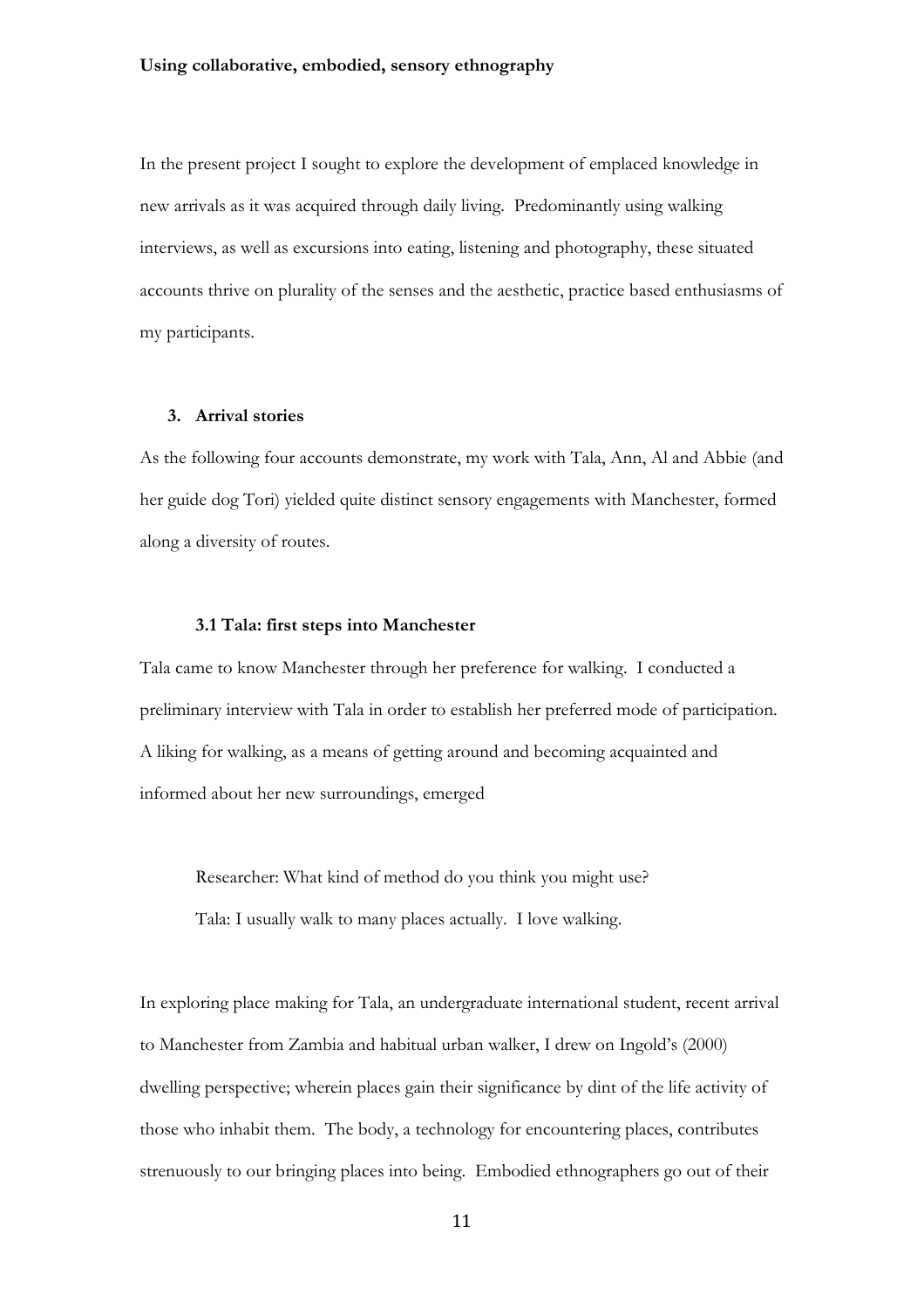**Using collaborative, embodied, sensory ethnography**

In the present project I sought to explore the development of emplaced knowledge in new arrivals as it was acquired through daily living. Predominantly using walking interviews, as well as excursions into eating, listening and photography, these situated accounts thrive on plurality of the senses and the aesthetic, practice based enthusiasms of my participants.

## 3. Arrival stories

As the following four accounts demonstrate, my work with Tala, Ann, Al and Abbie (and her guide dog Tori) yielded quite distinct sensory engagements with Manchester, formed along a diversity of routes.

### 3.1 Tala: first steps into Manchester

Tala came to know Manchester through her preference for walking. I conducted a preliminary interview with Tala in order to establish her preferred mode of participation. A liking for walking, as a means of getting around and becoming acquainted and informed about her new surroundings, emerged

> Researcher: What kind of method do you think you might use?
>
> Tala: I usually walk to many places actually. I love walking.

In exploring place making for Tala, an undergraduate international student, recent arrival to Manchester from Zambia and habitual urban walker, I drew on Ingold's (2000) dwelling perspective; wherein places gain their significance by dint of the life activity of those who inhabit them. The body, a technology for encountering places, contributes strenuously to our bringing places into being. Embodied ethnographers go out of their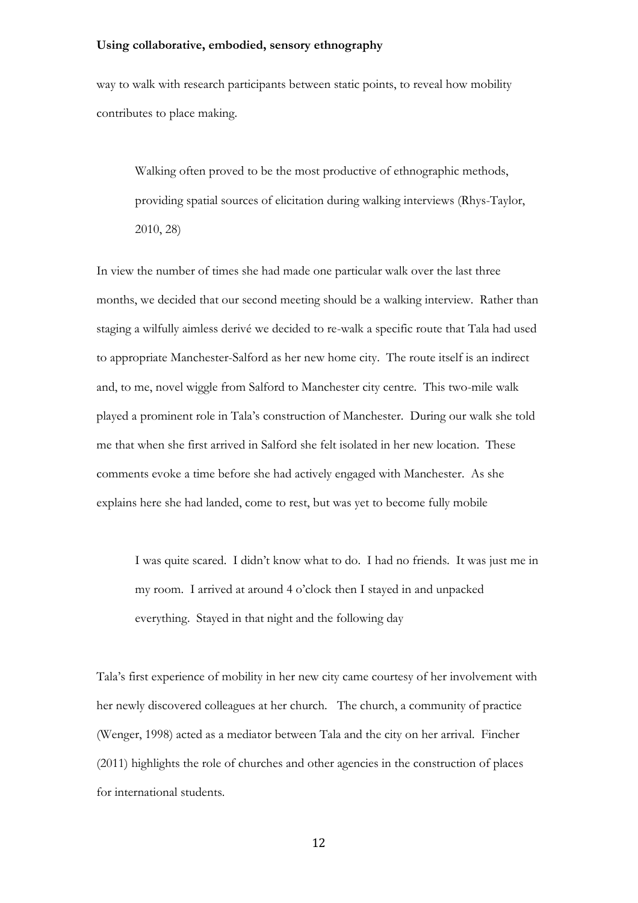way to walk with research participants between static points, to reveal how mobility contributes to place making.

> Walking often proved to be the most productive of ethnographic methods, providing spatial sources of elicitation during walking interviews (Rhys-Taylor, 2010, 28)

In view the number of times she had made one particular walk over the last three months, we decided that our second meeting should be a walking interview. Rather than staging a wilfully aimless derivé we decided to re-walk a specific route that Tala had used to appropriate Manchester-Salford as her new home city. The route itself is an indirect and, to me, novel wiggle from Salford to Manchester city centre. This two-mile walk played a prominent role in Tala's construction of Manchester. During our walk she told me that when she first arrived in Salford she felt isolated in her new location. These comments evoke a time before she had actively engaged with Manchester. As she explains here she had landed, come to rest, but was yet to become fully mobile

> I was quite scared. I didn't know what to do. I had no friends. It was just me in my room. I arrived at around 4 o'clock then I stayed in and unpacked everything. Stayed in that night and the following day

Tala's first experience of mobility in her new city came courtesy of her involvement with her newly discovered colleagues at her church. The church, a community of practice (Wenger, 1998) acted as a mediator between Tala and the city on her arrival. Fincher (2011) highlights the role of churches and other agencies in the construction of places for international students.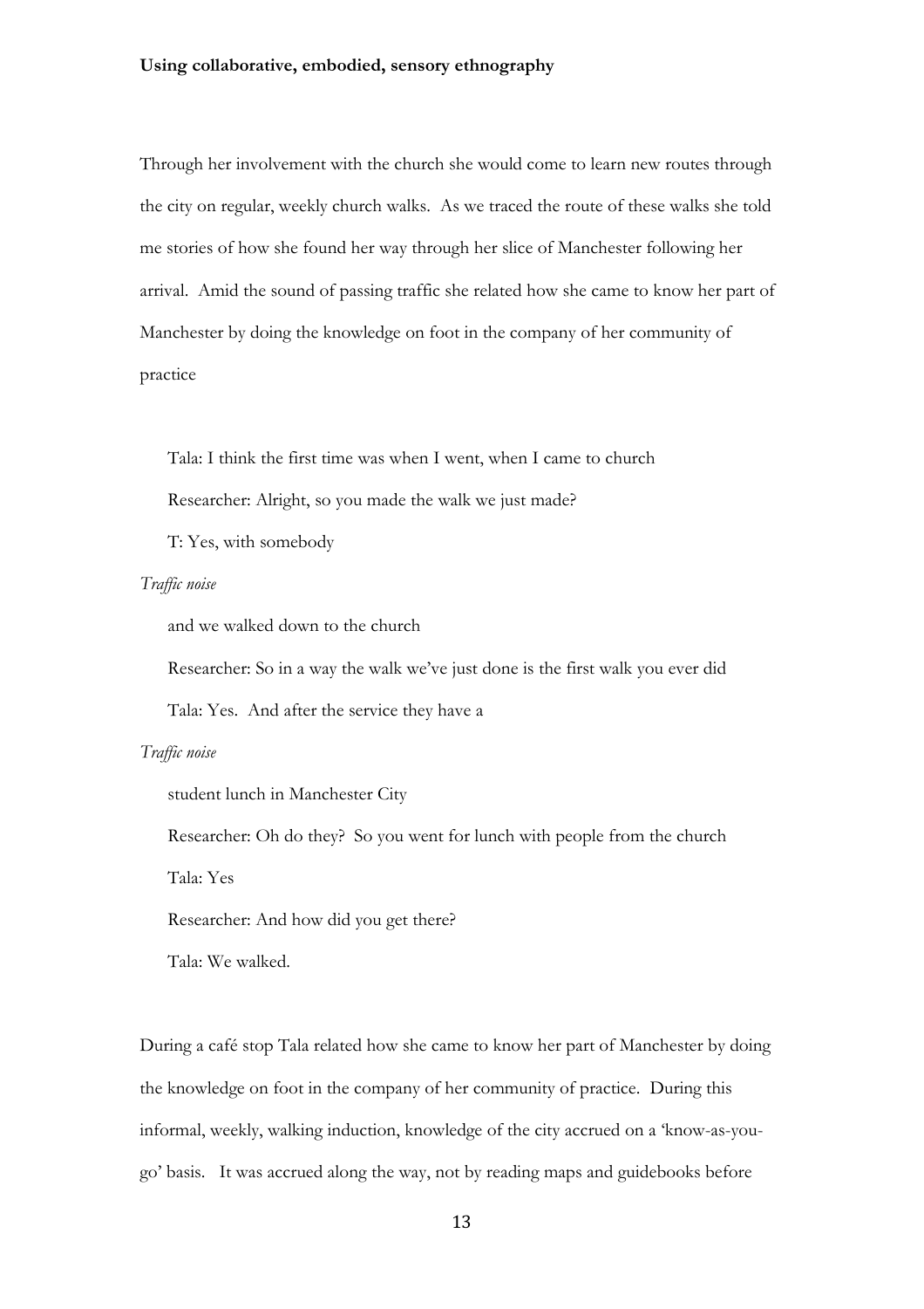Through her involvement with the church she would come to learn new routes through the city on regular, weekly church walks. As we traced the route of these walks she told me stories of how she found her way through her slice of Manchester following her arrival. Amid the sound of passing traffic she related how she came to know her part of Manchester by doing the knowledge on foot in the company of her community of practice

> Tala: I think the first time was when I went, when I came to church
>
> Researcher: Alright, so you made the walk we just made?
>
> T: Yes, with somebody

*Traffic noise*

> and we walked down to the church
>
> Researcher: So in a way the walk we've just done is the first walk you ever did
>
> Tala: Yes. And after the service they have a

*Traffic noise*

> student lunch in Manchester City
>
> Researcher: Oh do they? So you went for lunch with people from the church
>
> Tala: Yes
>
> Researcher: And how did you get there?
>
> Tala: We walked.

During a café stop Tala related how she came to know her part of Manchester by doing the knowledge on foot in the company of her community of practice. During this informal, weekly, walking induction, knowledge of the city accrued on a 'know-as-you-go' basis. It was accrued along the way, not by reading maps and guidebooks before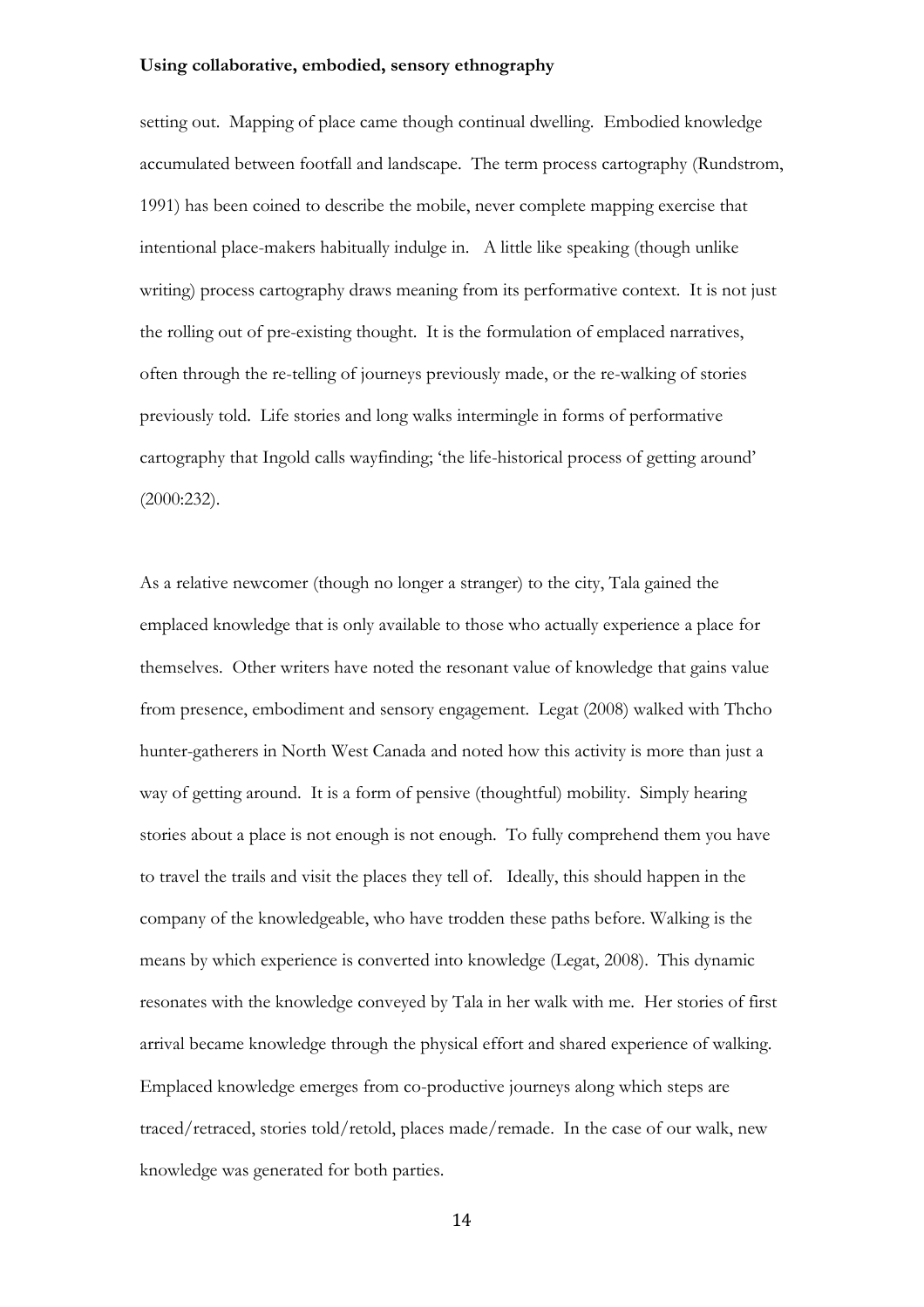setting out. Mapping of place came though continual dwelling. Embodied knowledge accumulated between footfall and landscape. The term process cartography (Rundstrom, 1991) has been coined to describe the mobile, never complete mapping exercise that intentional place-makers habitually indulge in. A little like speaking (though unlike writing) process cartography draws meaning from its performative context. It is not just the rolling out of pre-existing thought. It is the formulation of emplaced narratives, often through the re-telling of journeys previously made, or the re-walking of stories previously told. Life stories and long walks intermingle in forms of performative cartography that Ingold calls wayfinding; 'the life-historical process of getting around' (2000:232).

As a relative newcomer (though no longer a stranger) to the city, Tala gained the emplaced knowledge that is only available to those who actually experience a place for themselves. Other writers have noted the resonant value of knowledge that gains value from presence, embodiment and sensory engagement. Legat (2008) walked with Thcho hunter-gatherers in North West Canada and noted how this activity is more than just a way of getting around. It is a form of pensive (thoughtful) mobility. Simply hearing stories about a place is not enough is not enough. To fully comprehend them you have to travel the trails and visit the places they tell of. Ideally, this should happen in the company of the knowledgeable, who have trodden these paths before. Walking is the means by which experience is converted into knowledge (Legat, 2008). This dynamic resonates with the knowledge conveyed by Tala in her walk with me. Her stories of first arrival became knowledge through the physical effort and shared experience of walking. Emplaced knowledge emerges from co-productive journeys along which steps are traced/retraced, stories told/retold, places made/remade. In the case of our walk, new knowledge was generated for both parties.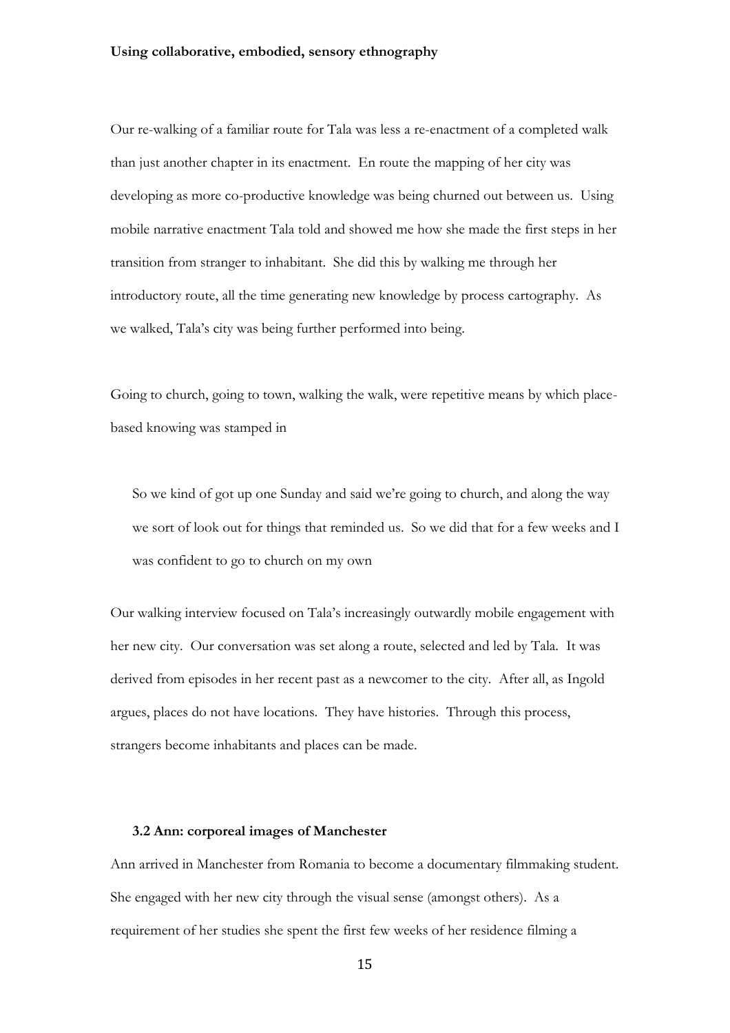Our re-walking of a familiar route for Tala was less a re-enactment of a completed walk than just another chapter in its enactment. En route the mapping of her city was developing as more co-productive knowledge was being churned out between us. Using mobile narrative enactment Tala told and showed me how she made the first steps in her transition from stranger to inhabitant. She did this by walking me through her introductory route, all the time generating new knowledge by process cartography. As we walked, Tala's city was being further performed into being.

Going to church, going to town, walking the walk, were repetitive means by which place-based knowing was stamped in

> So we kind of got up one Sunday and said we're going to church, and along the way we sort of look out for things that reminded us. So we did that for a few weeks and I was confident to go to church on my own

Our walking interview focused on Tala's increasingly outwardly mobile engagement with her new city. Our conversation was set along a route, selected and led by Tala. It was derived from episodes in her recent past as a newcomer to the city. After all, as Ingold argues, places do not have locations. They have histories. Through this process, strangers become inhabitants and places can be made.

### 3.2 Ann: corporeal images of Manchester

Ann arrived in Manchester from Romania to become a documentary filmmaking student. She engaged with her new city through the visual sense (amongst others). As a requirement of her studies she spent the first few weeks of her residence filming a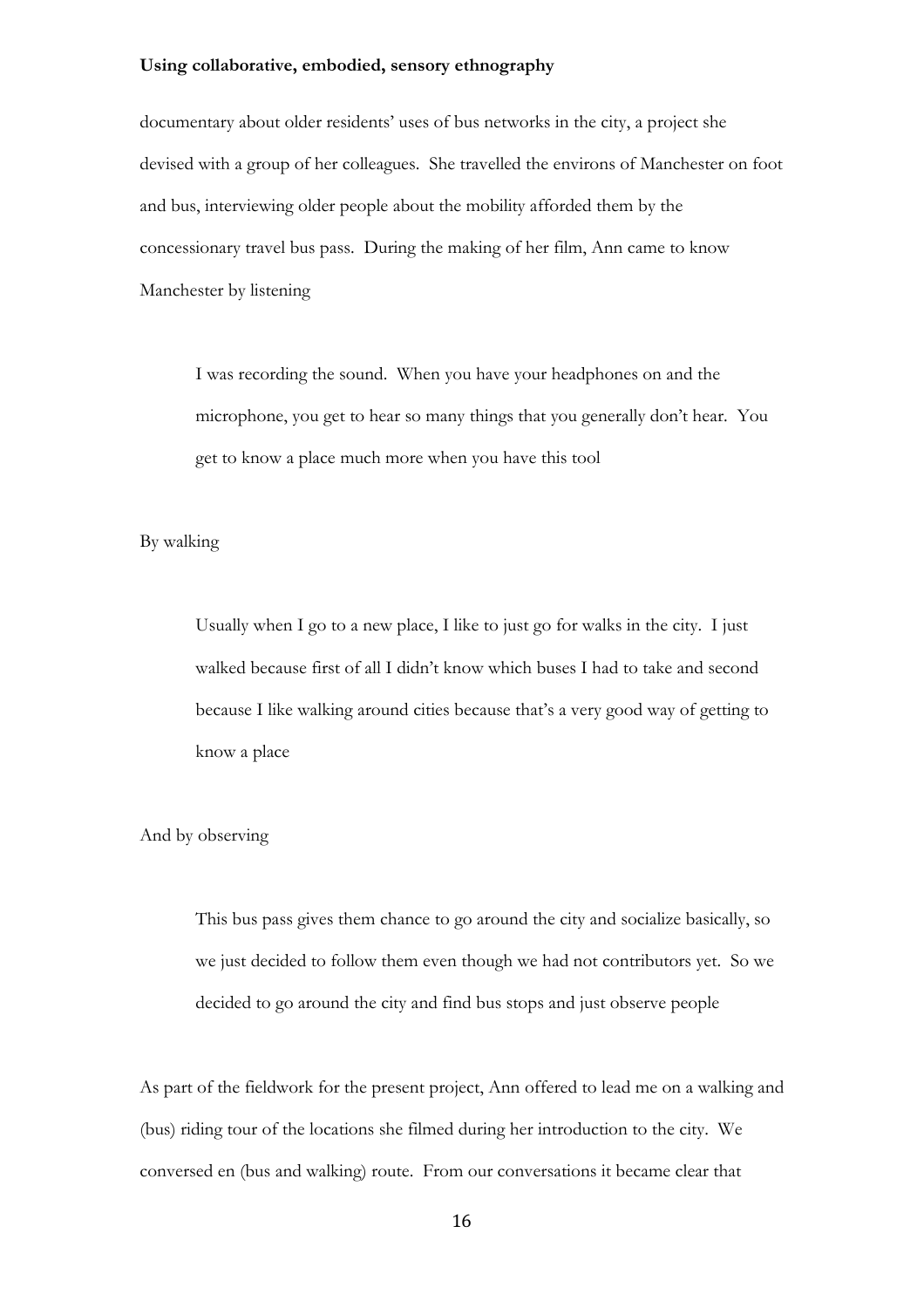documentary about older residents' uses of bus networks in the city, a project she devised with a group of her colleagues. She travelled the environs of Manchester on foot and bus, interviewing older people about the mobility afforded them by the concessionary travel bus pass. During the making of her film, Ann came to know Manchester by listening

> I was recording the sound. When you have your headphones on and the microphone, you get to hear so many things that you generally don't hear. You get to know a place much more when you have this tool

By walking

> Usually when I go to a new place, I like to just go for walks in the city. I just walked because first of all I didn't know which buses I had to take and second because I like walking around cities because that's a very good way of getting to know a place

And by observing

> This bus pass gives them chance to go around the city and socialize basically, so we just decided to follow them even though we had not contributors yet. So we decided to go around the city and find bus stops and just observe people

As part of the fieldwork for the present project, Ann offered to lead me on a walking and (bus) riding tour of the locations she filmed during her introduction to the city. We conversed en (bus and walking) route. From our conversations it became clear that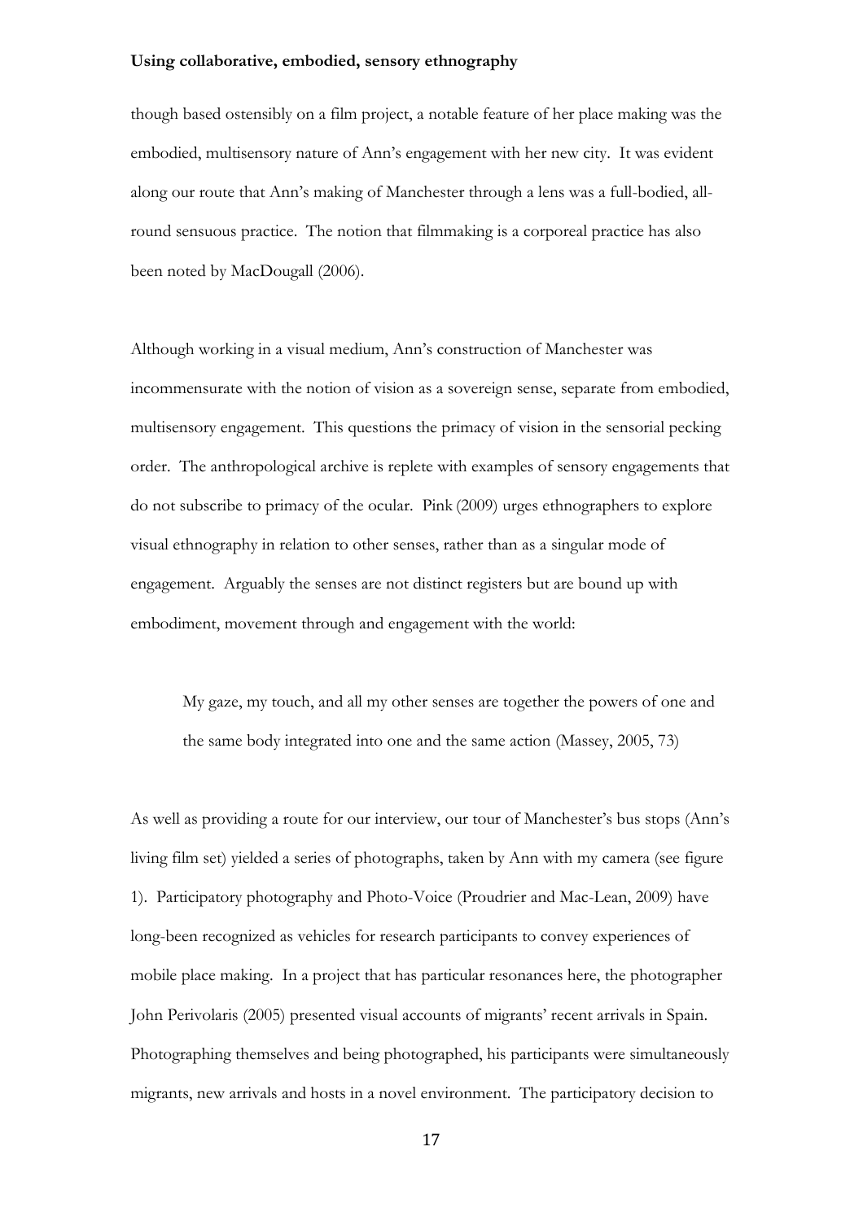though based ostensibly on a film project, a notable feature of her place making was the embodied, multisensory nature of Ann's engagement with her new city. It was evident along our route that Ann's making of Manchester through a lens was a full-bodied, all-round sensuous practice. The notion that filmmaking is a corporeal practice has also been noted by MacDougall (2006).

Although working in a visual medium, Ann's construction of Manchester was incommensurate with the notion of vision as a sovereign sense, separate from embodied, multisensory engagement. This questions the primacy of vision in the sensorial pecking order. The anthropological archive is replete with examples of sensory engagements that do not subscribe to primacy of the ocular. Pink (2009) urges ethnographers to explore visual ethnography in relation to other senses, rather than as a singular mode of engagement. Arguably the senses are not distinct registers but are bound up with embodiment, movement through and engagement with the world:

> My gaze, my touch, and all my other senses are together the powers of one and the same body integrated into one and the same action (Massey, 2005, 73)

As well as providing a route for our interview, our tour of Manchester's bus stops (Ann's living film set) yielded a series of photographs, taken by Ann with my camera (see figure 1). Participatory photography and Photo-Voice (Proudrier and Mac-Lean, 2009) have long-been recognized as vehicles for research participants to convey experiences of mobile place making. In a project that has particular resonances here, the photographer John Perivolaris (2005) presented visual accounts of migrants' recent arrivals in Spain. Photographing themselves and being photographed, his participants were simultaneously migrants, new arrivals and hosts in a novel environment. The participatory decision to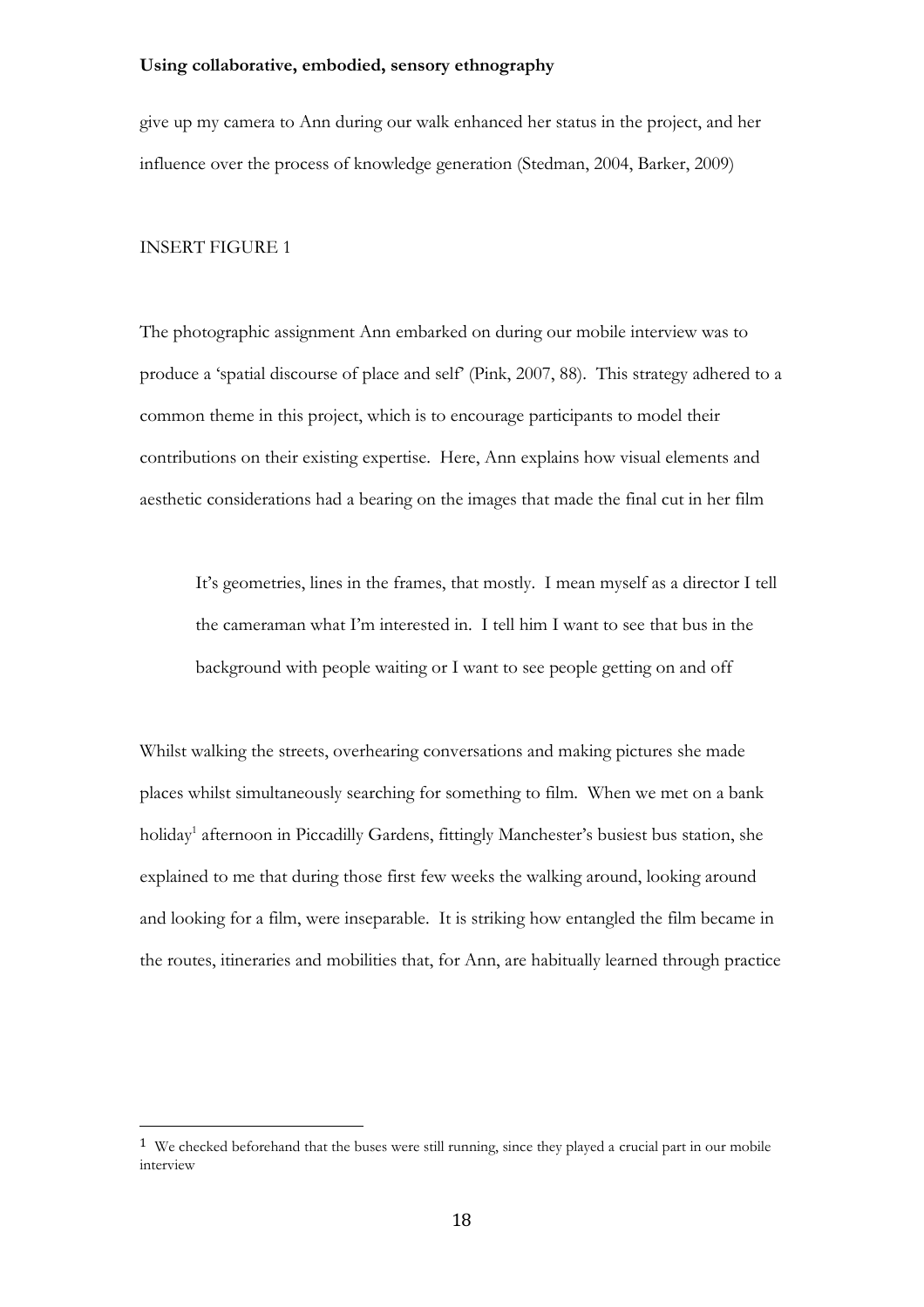give up my camera to Ann during our walk enhanced her status in the project, and her influence over the process of knowledge generation (Stedman, 2004, Barker, 2009)

INSERT FIGURE 1

The photographic assignment Ann embarked on during our mobile interview was to produce a 'spatial discourse of place and self' (Pink, 2007, 88). This strategy adhered to a common theme in this project, which is to encourage participants to model their contributions on their existing expertise. Here, Ann explains how visual elements and aesthetic considerations had a bearing on the images that made the final cut in her film

> It's geometries, lines in the frames, that mostly. I mean myself as a director I tell the cameraman what I'm interested in. I tell him I want to see that bus in the background with people waiting or I want to see people getting on and off

Whilst walking the streets, overhearing conversations and making pictures she made places whilst simultaneously searching for something to film. When we met on a bank holiday[1] afternoon in Piccadilly Gardens, fittingly Manchester's busiest bus station, she explained to me that during those first few weeks the walking around, looking around and looking for a film, were inseparable. It is striking how entangled the film became in the routes, itineraries and mobilities that, for Ann, are habitually learned through practice

[1] We checked beforehand that the buses were still running, since they played a crucial part in our mobile interview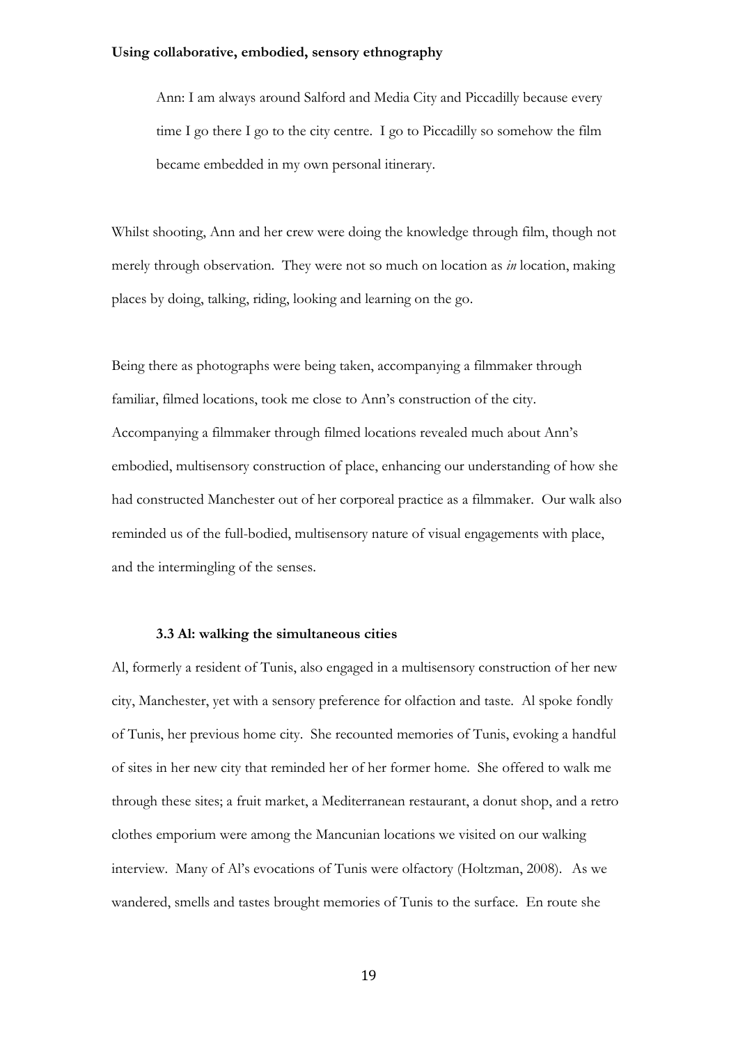> Ann: I am always around Salford and Media City and Piccadilly because every time I go there I go to the city centre. I go to Piccadilly so somehow the film became embedded in my own personal itinerary.

Whilst shooting, Ann and her crew were doing the knowledge through film, though not merely through observation. They were not so much on location as *in* location, making places by doing, talking, riding, looking and learning on the go.

Being there as photographs were being taken, accompanying a filmmaker through familiar, filmed locations, took me close to Ann's construction of the city. Accompanying a filmmaker through filmed locations revealed much about Ann's embodied, multisensory construction of place, enhancing our understanding of how she had constructed Manchester out of her corporeal practice as a filmmaker. Our walk also reminded us of the full-bodied, multisensory nature of visual engagements with place, and the intermingling of the senses.

### 3.3 Al: walking the simultaneous cities

Al, formerly a resident of Tunis, also engaged in a multisensory construction of her new city, Manchester, yet with a sensory preference for olfaction and taste. Al spoke fondly of Tunis, her previous home city. She recounted memories of Tunis, evoking a handful of sites in her new city that reminded her of her former home. She offered to walk me through these sites; a fruit market, a Mediterranean restaurant, a donut shop, and a retro clothes emporium were among the Mancunian locations we visited on our walking interview. Many of Al's evocations of Tunis were olfactory (Holtzman, 2008). As we wandered, smells and tastes brought memories of Tunis to the surface. En route she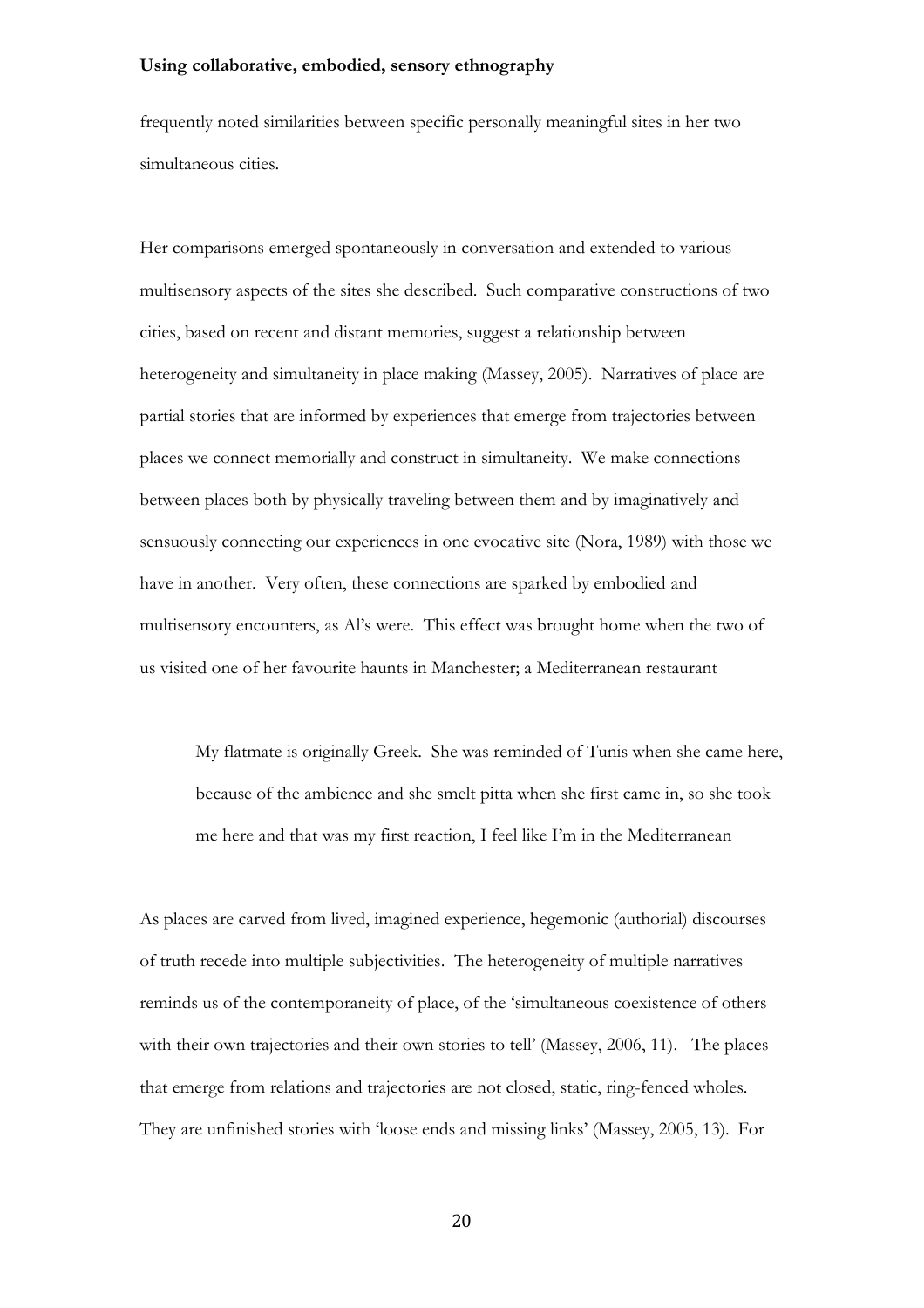frequently noted similarities between specific personally meaningful sites in her two simultaneous cities.

Her comparisons emerged spontaneously in conversation and extended to various multisensory aspects of the sites she described. Such comparative constructions of two cities, based on recent and distant memories, suggest a relationship between heterogeneity and simultaneity in place making (Massey, 2005). Narratives of place are partial stories that are informed by experiences that emerge from trajectories between places we connect memorially and construct in simultaneity. We make connections between places both by physically traveling between them and by imaginatively and sensuously connecting our experiences in one evocative site (Nora, 1989) with those we have in another. Very often, these connections are sparked by embodied and multisensory encounters, as Al's were. This effect was brought home when the two of us visited one of her favourite haunts in Manchester; a Mediterranean restaurant

> My flatmate is originally Greek. She was reminded of Tunis when she came here, because of the ambience and she smelt pitta when she first came in, so she took me here and that was my first reaction, I feel like I'm in the Mediterranean

As places are carved from lived, imagined experience, hegemonic (authorial) discourses of truth recede into multiple subjectivities. The heterogeneity of multiple narratives reminds us of the contemporaneity of place, of the 'simultaneous coexistence of others with their own trajectories and their own stories to tell' (Massey, 2006, 11). The places that emerge from relations and trajectories are not closed, static, ring-fenced wholes. They are unfinished stories with 'loose ends and missing links' (Massey, 2005, 13). For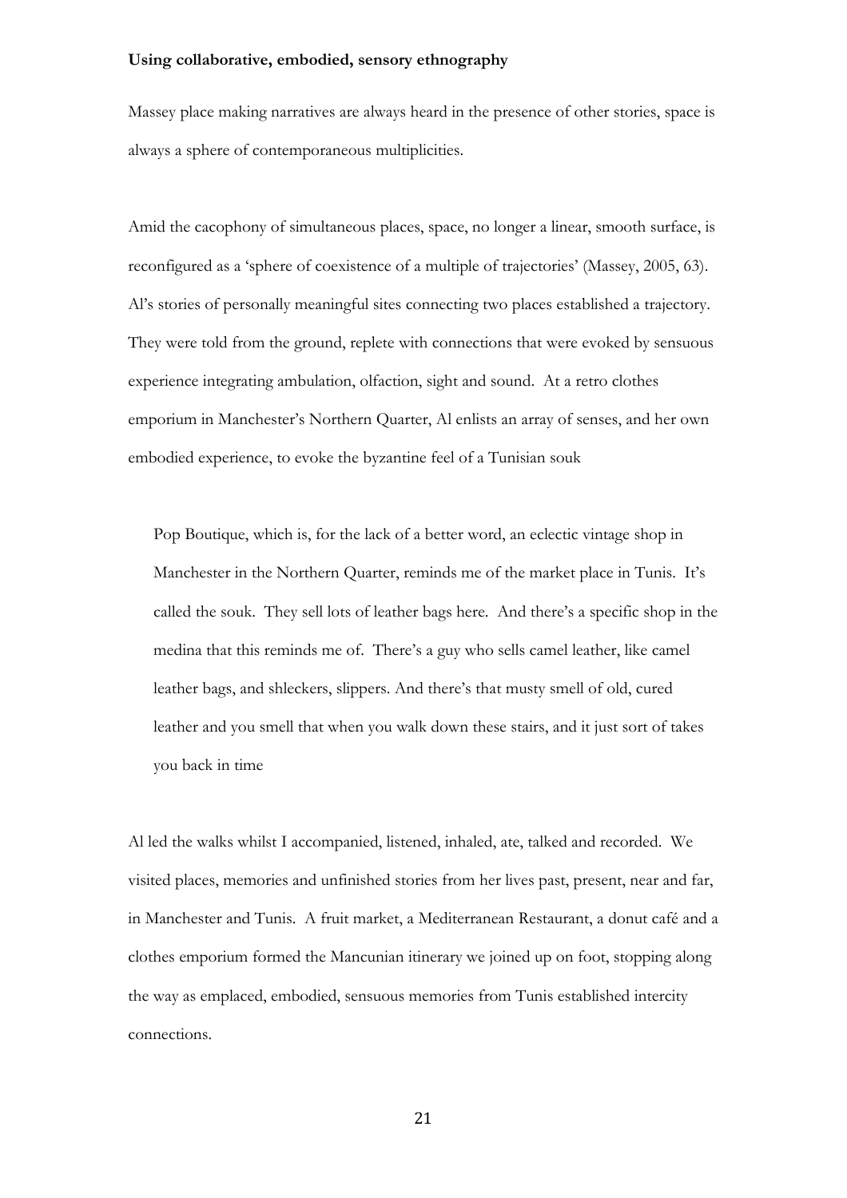**Using collaborative, embodied, sensory ethnography**

Massey place making narratives are always heard in the presence of other stories, space is always a sphere of contemporaneous multiplicities.

Amid the cacophony of simultaneous places, space, no longer a linear, smooth surface, is reconfigured as a 'sphere of coexistence of a multiple of trajectories' (Massey, 2005, 63). Al's stories of personally meaningful sites connecting two places established a trajectory. They were told from the ground, replete with connections that were evoked by sensuous experience integrating ambulation, olfaction, sight and sound. At a retro clothes emporium in Manchester's Northern Quarter, Al enlists an array of senses, and her own embodied experience, to evoke the byzantine feel of a Tunisian souk

> Pop Boutique, which is, for the lack of a better word, an eclectic vintage shop in Manchester in the Northern Quarter, reminds me of the market place in Tunis. It's called the souk. They sell lots of leather bags here. And there's a specific shop in the medina that this reminds me of. There's a guy who sells camel leather, like camel leather bags, and shleckers, slippers. And there's that musty smell of old, cured leather and you smell that when you walk down these stairs, and it just sort of takes you back in time

Al led the walks whilst I accompanied, listened, inhaled, ate, talked and recorded. We visited places, memories and unfinished stories from her lives past, present, near and far, in Manchester and Tunis. A fruit market, a Mediterranean Restaurant, a donut café and a clothes emporium formed the Mancunian itinerary we joined up on foot, stopping along the way as emplaced, embodied, sensuous memories from Tunis established intercity connections.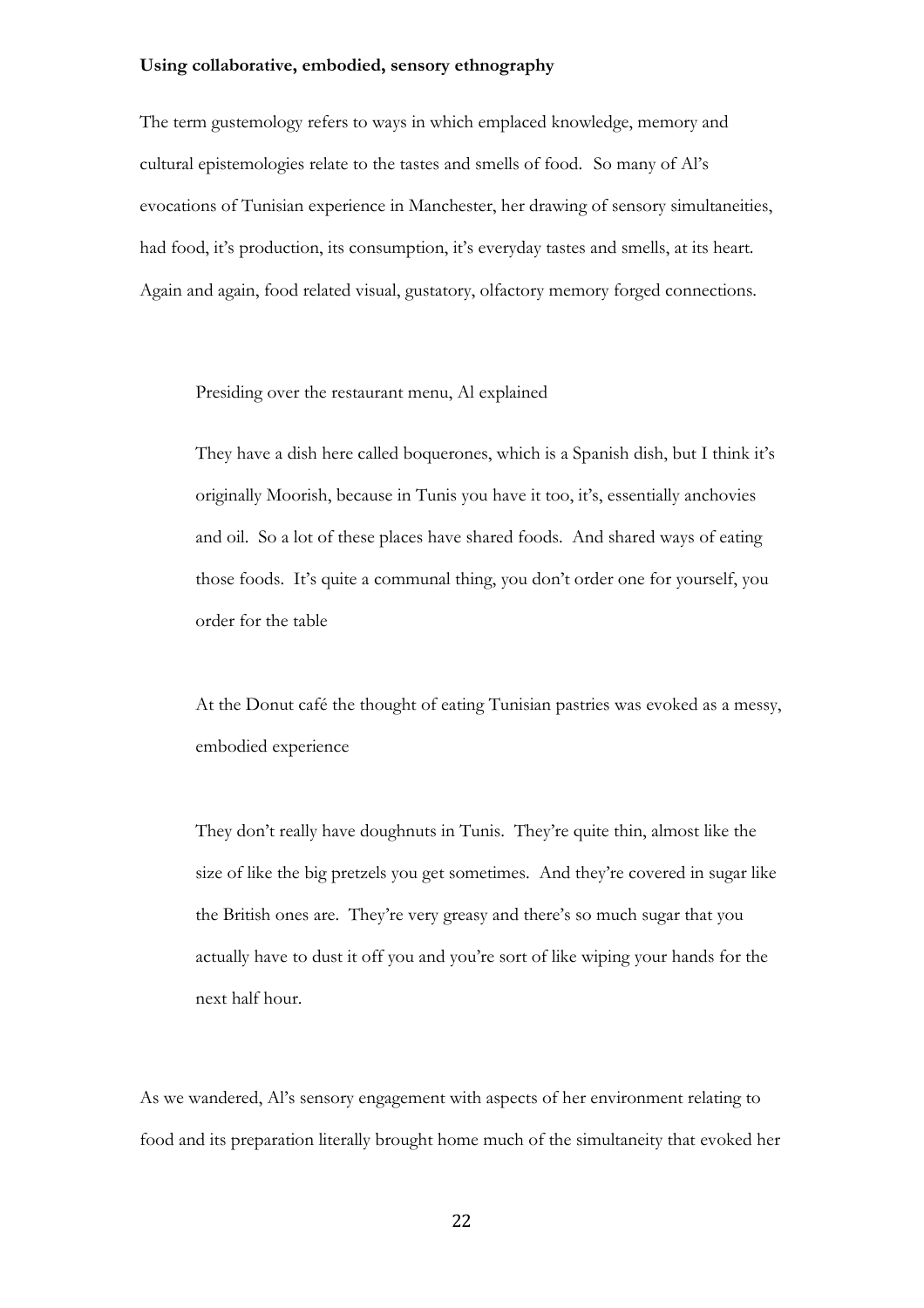**Using collaborative, embodied, sensory ethnography**

The term gustemology refers to ways in which emplaced knowledge, memory and cultural epistemologies relate to the tastes and smells of food. So many of Al's evocations of Tunisian experience in Manchester, her drawing of sensory simultaneities, had food, it's production, its consumption, it's everyday tastes and smells, at its heart. Again and again, food related visual, gustatory, olfactory memory forged connections.

> Presiding over the restaurant menu, Al explained
>
> They have a dish here called boquerones, which is a Spanish dish, but I think it's originally Moorish, because in Tunis you have it too, it's, essentially anchovies and oil. So a lot of these places have shared foods. And shared ways of eating those foods. It's quite a communal thing, you don't order one for yourself, you order for the table
>
> At the Donut café the thought of eating Tunisian pastries was evoked as a messy, embodied experience
>
> They don't really have doughnuts in Tunis. They're quite thin, almost like the size of like the big pretzels you get sometimes. And they're covered in sugar like the British ones are. They're very greasy and there's so much sugar that you actually have to dust it off you and you're sort of like wiping your hands for the next half hour.

As we wandered, Al's sensory engagement with aspects of her environment relating to food and its preparation literally brought home much of the simultaneity that evoked her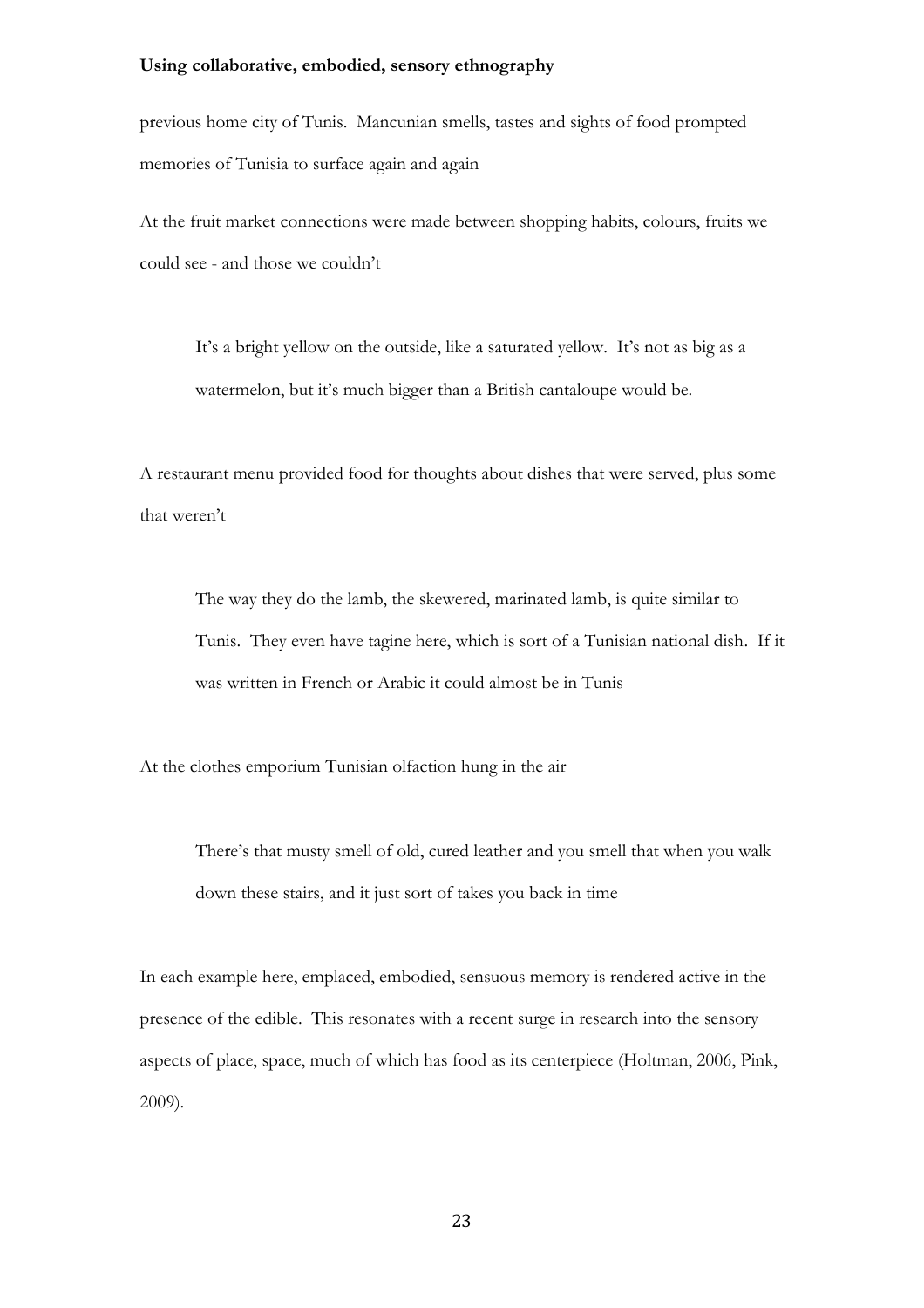previous home city of Tunis. Mancunian smells, tastes and sights of food prompted memories of Tunisia to surface again and again

At the fruit market connections were made between shopping habits, colours, fruits we could see - and those we couldn't

> It's a bright yellow on the outside, like a saturated yellow. It's not as big as a watermelon, but it's much bigger than a British cantaloupe would be.

A restaurant menu provided food for thoughts about dishes that were served, plus some that weren't

> The way they do the lamb, the skewered, marinated lamb, is quite similar to Tunis. They even have tagine here, which is sort of a Tunisian national dish. If it was written in French or Arabic it could almost be in Tunis

At the clothes emporium Tunisian olfaction hung in the air

> There's that musty smell of old, cured leather and you smell that when you walk down these stairs, and it just sort of takes you back in time

In each example here, emplaced, embodied, sensuous memory is rendered active in the presence of the edible. This resonates with a recent surge in research into the sensory aspects of place, space, much of which has food as its centerpiece (Holtman, 2006, Pink, 2009).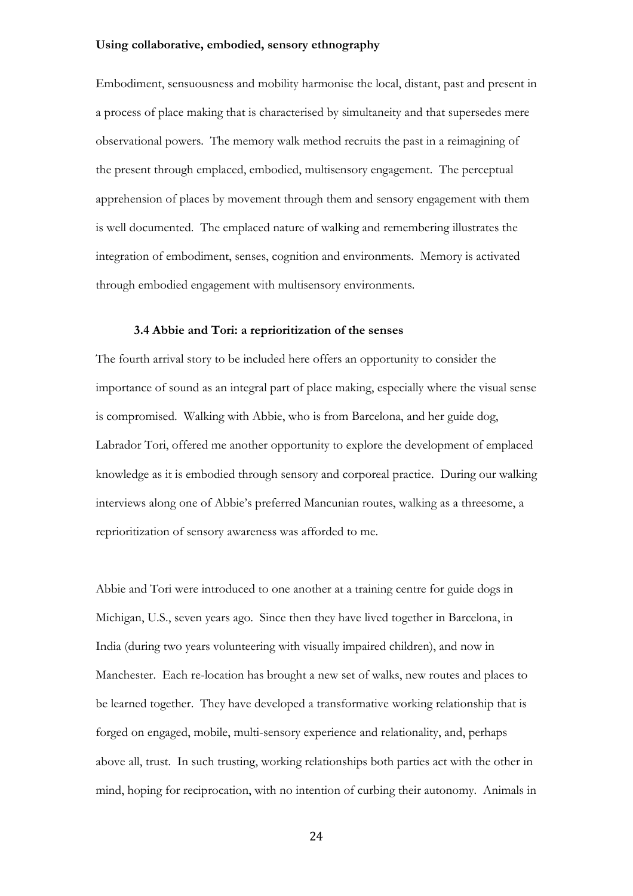**Using collaborative, embodied, sensory ethnography**

Embodiment, sensuousness and mobility harmonise the local, distant, past and present in a process of place making that is characterised by simultaneity and that supersedes mere observational powers. The memory walk method recruits the past in a reimagining of the present through emplaced, embodied, multisensory engagement. The perceptual apprehension of places by movement through them and sensory engagement with them is well documented. The emplaced nature of walking and remembering illustrates the integration of embodiment, senses, cognition and environments. Memory is activated through embodied engagement with multisensory environments.

### 3.4 Abbie and Tori: a reprioritization of the senses

The fourth arrival story to be included here offers an opportunity to consider the importance of sound as an integral part of place making, especially where the visual sense is compromised. Walking with Abbie, who is from Barcelona, and her guide dog, Labrador Tori, offered me another opportunity to explore the development of emplaced knowledge as it is embodied through sensory and corporeal practice. During our walking interviews along one of Abbie's preferred Mancunian routes, walking as a threesome, a reprioritization of sensory awareness was afforded to me.

Abbie and Tori were introduced to one another at a training centre for guide dogs in Michigan, U.S., seven years ago. Since then they have lived together in Barcelona, in India (during two years volunteering with visually impaired children), and now in Manchester. Each re-location has brought a new set of walks, new routes and places to be learned together. They have developed a transformative working relationship that is forged on engaged, mobile, multi-sensory experience and relationality, and, perhaps above all, trust. In such trusting, working relationships both parties act with the other in mind, hoping for reciprocation, with no intention of curbing their autonomy. Animals in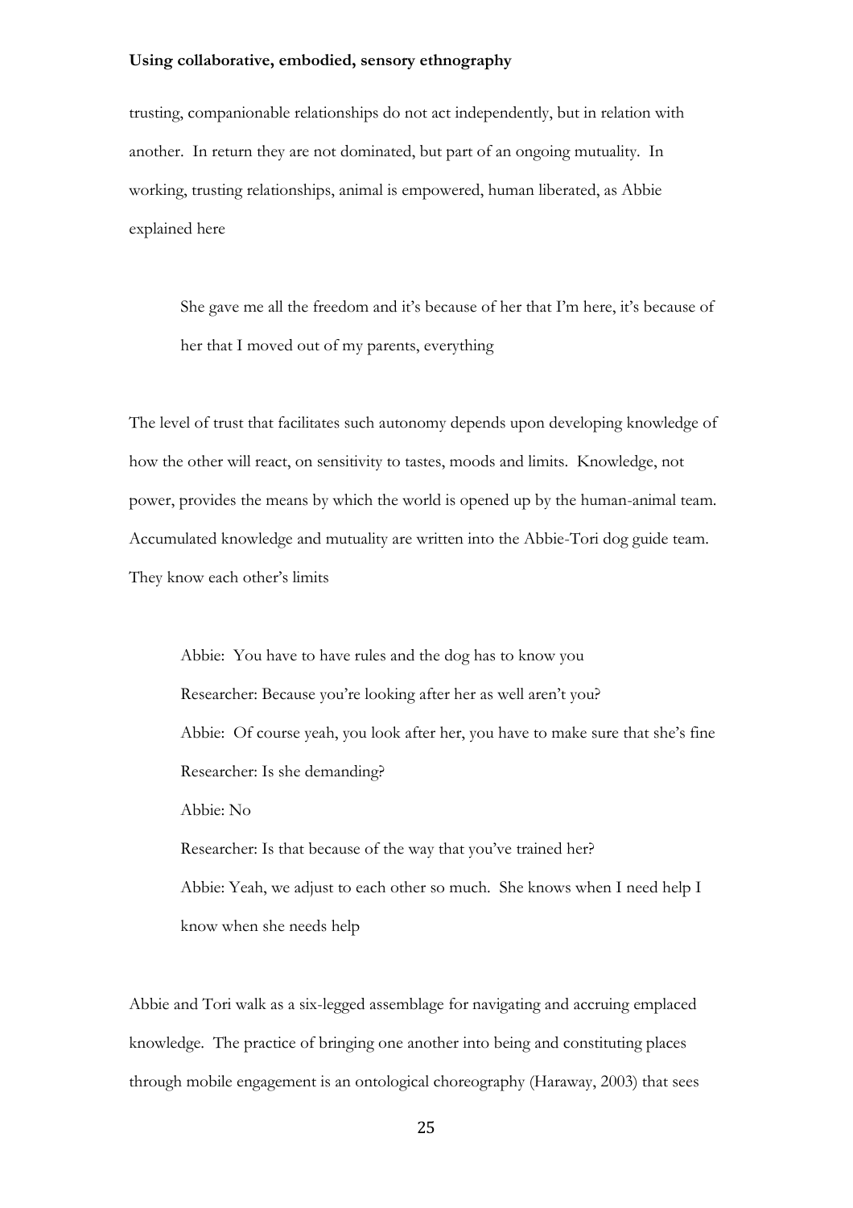trusting, companionable relationships do not act independently, but in relation with another. In return they are not dominated, but part of an ongoing mutuality. In working, trusting relationships, animal is empowered, human liberated, as Abbie explained here

> She gave me all the freedom and it's because of her that I'm here, it's because of her that I moved out of my parents, everything

The level of trust that facilitates such autonomy depends upon developing knowledge of how the other will react, on sensitivity to tastes, moods and limits. Knowledge, not power, provides the means by which the world is opened up by the human-animal team. Accumulated knowledge and mutuality are written into the Abbie-Tori dog guide team. They know each other's limits

> Abbie: You have to have rules and the dog has to know you
>
> Researcher: Because you're looking after her as well aren't you?
>
> Abbie: Of course yeah, you look after her, you have to make sure that she's fine
>
> Researcher: Is she demanding?
>
> Abbie: No
>
> Researcher: Is that because of the way that you've trained her?
>
> Abbie: Yeah, we adjust to each other so much. She knows when I need help I know when she needs help

Abbie and Tori walk as a six-legged assemblage for navigating and accruing emplaced knowledge. The practice of bringing one another into being and constituting places through mobile engagement is an ontological choreography (Haraway, 2003) that sees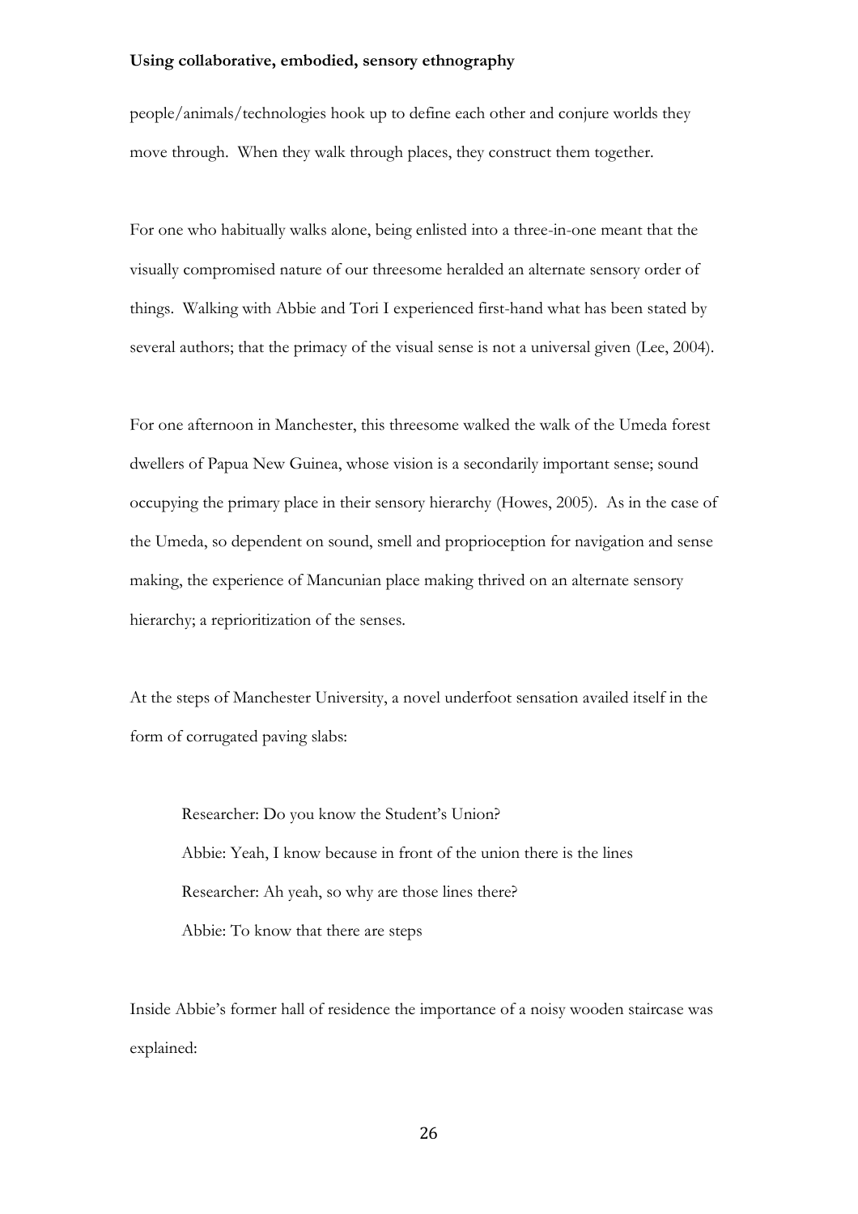people/animals/technologies hook up to define each other and conjure worlds they move through. When they walk through places, they construct them together.

For one who habitually walks alone, being enlisted into a three-in-one meant that the visually compromised nature of our threesome heralded an alternate sensory order of things. Walking with Abbie and Tori I experienced first-hand what has been stated by several authors; that the primacy of the visual sense is not a universal given (Lee, 2004).

For one afternoon in Manchester, this threesome walked the walk of the Umeda forest dwellers of Papua New Guinea, whose vision is a secondarily important sense; sound occupying the primary place in their sensory hierarchy (Howes, 2005). As in the case of the Umeda, so dependent on sound, smell and proprioception for navigation and sense making, the experience of Mancunian place making thrived on an alternate sensory hierarchy; a reprioritization of the senses.

At the steps of Manchester University, a novel underfoot sensation availed itself in the form of corrugated paving slabs:

> Researcher: Do you know the Student's Union?
>
> Abbie: Yeah, I know because in front of the union there is the lines
>
> Researcher: Ah yeah, so why are those lines there?
>
> Abbie: To know that there are steps

Inside Abbie's former hall of residence the importance of a noisy wooden staircase was explained: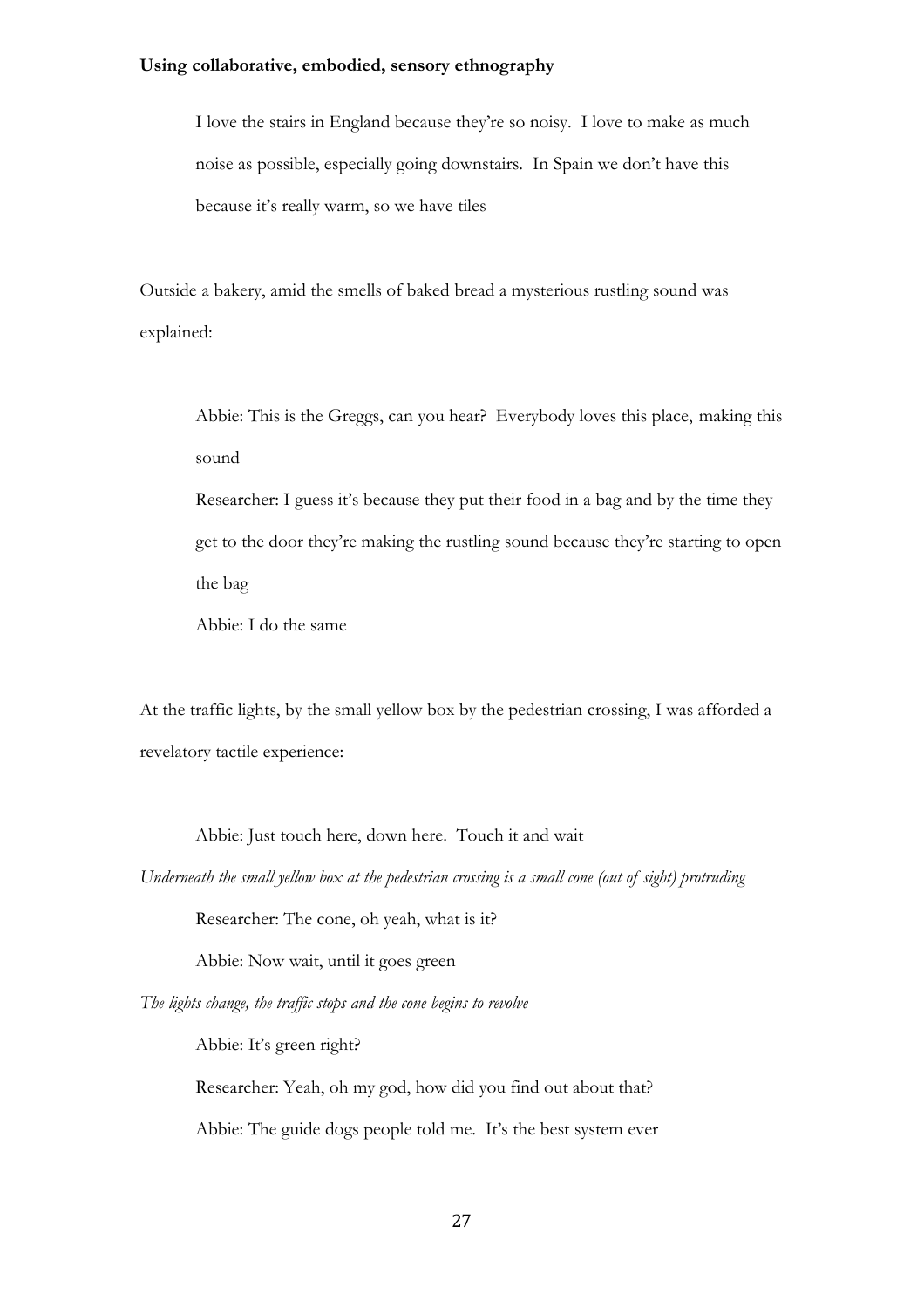**Using collaborative, embodied, sensory ethnography**

> I love the stairs in England because they're so noisy. I love to make as much noise as possible, especially going downstairs. In Spain we don't have this because it's really warm, so we have tiles

Outside a bakery, amid the smells of baked bread a mysterious rustling sound was explained:

> Abbie: This is the Greggs, can you hear? Everybody loves this place, making this sound
>
> Researcher: I guess it's because they put their food in a bag and by the time they get to the door they're making the rustling sound because they're starting to open the bag
>
> Abbie: I do the same

At the traffic lights, by the small yellow box by the pedestrian crossing, I was afforded a revelatory tactile experience:

> Abbie: Just touch here, down here. Touch it and wait

*Underneath the small yellow box at the pedestrian crossing is a small cone (out of sight) protruding*

> Researcher: The cone, oh yeah, what is it?
>
> Abbie: Now wait, until it goes green

*The lights change, the traffic stops and the cone begins to revolve*

> Abbie: It's green right?
>
> Researcher: Yeah, oh my god, how did you find out about that?
>
> Abbie: The guide dogs people told me. It's the best system ever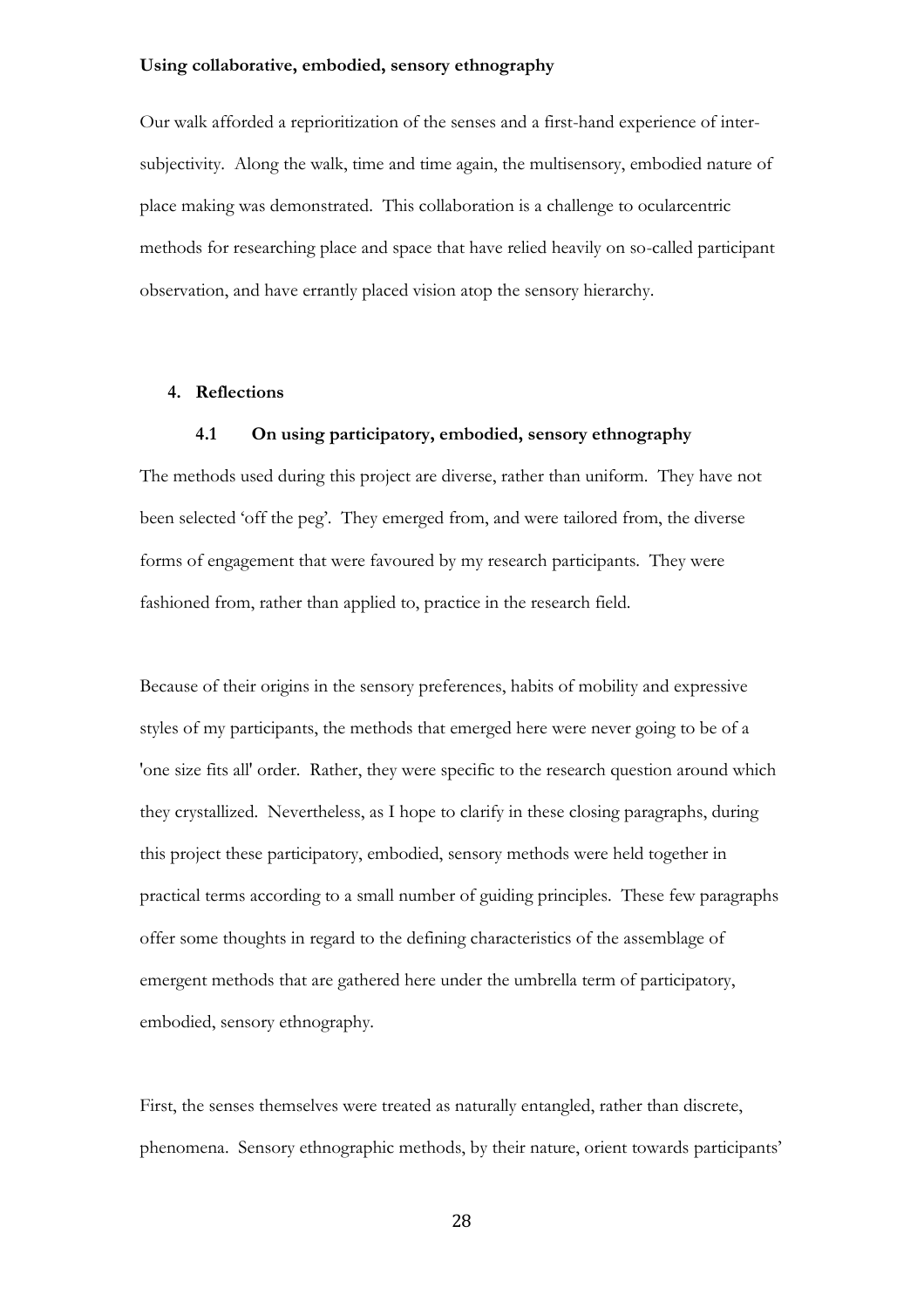**Using collaborative, embodied, sensory ethnography**

Our walk afforded a reprioritization of the senses and a first-hand experience of inter-subjectivity. Along the walk, time and time again, the multisensory, embodied nature of place making was demonstrated. This collaboration is a challenge to ocularcentric methods for researching place and space that have relied heavily on so-called participant observation, and have errantly placed vision atop the sensory hierarchy.

## 4. Reflections

### 4.1 On using participatory, embodied, sensory ethnography

The methods used during this project are diverse, rather than uniform. They have not been selected 'off the peg'. They emerged from, and were tailored from, the diverse forms of engagement that were favoured by my research participants. They were fashioned from, rather than applied to, practice in the research field.

Because of their origins in the sensory preferences, habits of mobility and expressive styles of my participants, the methods that emerged here were never going to be of a 'one size fits all' order. Rather, they were specific to the research question around which they crystallized. Nevertheless, as I hope to clarify in these closing paragraphs, during this project these participatory, embodied, sensory methods were held together in practical terms according to a small number of guiding principles. These few paragraphs offer some thoughts in regard to the defining characteristics of the assemblage of emergent methods that are gathered here under the umbrella term of participatory, embodied, sensory ethnography.

First, the senses themselves were treated as naturally entangled, rather than discrete, phenomena. Sensory ethnographic methods, by their nature, orient towards participants'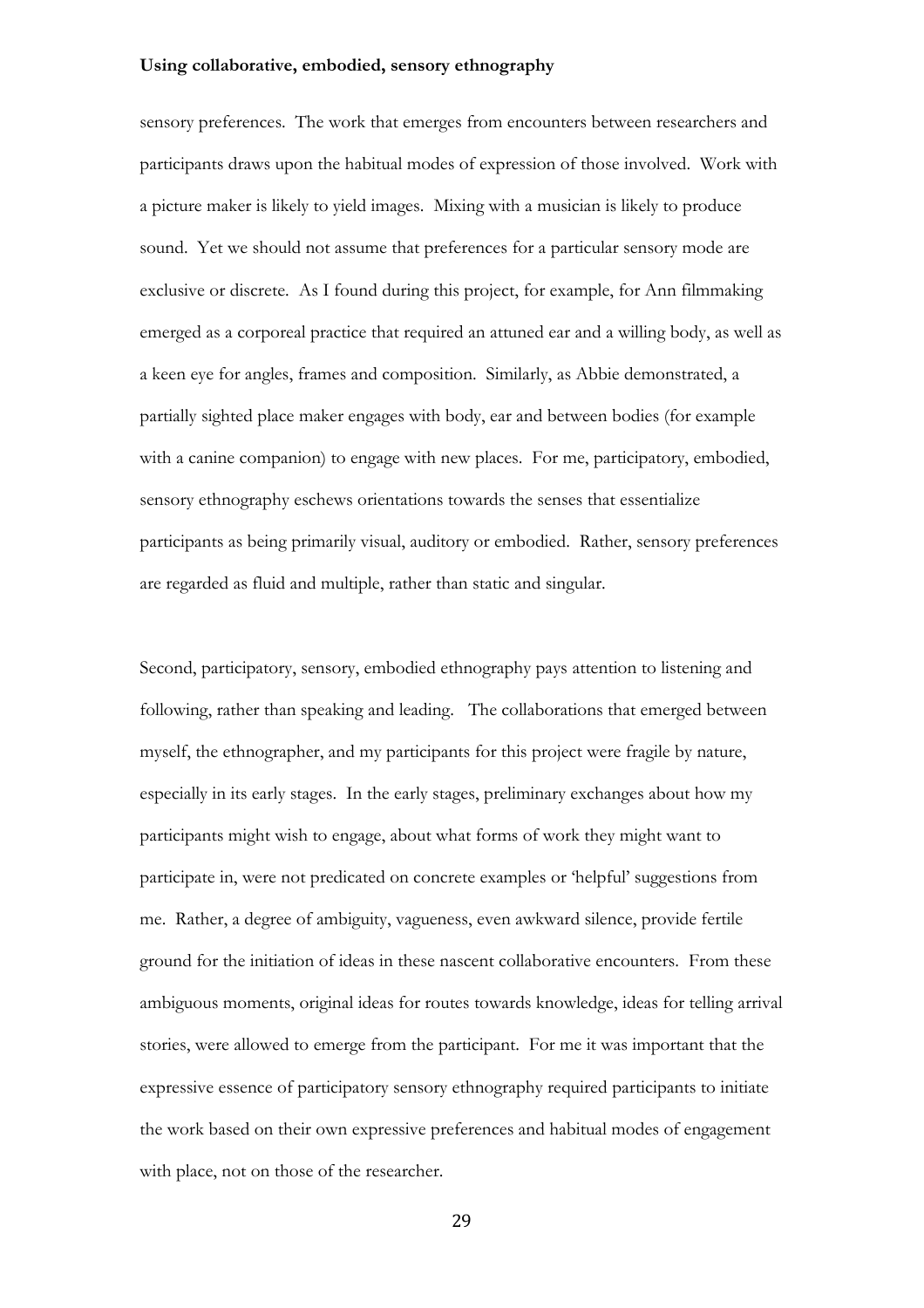sensory preferences. The work that emerges from encounters between researchers and participants draws upon the habitual modes of expression of those involved. Work with a picture maker is likely to yield images. Mixing with a musician is likely to produce sound. Yet we should not assume that preferences for a particular sensory mode are exclusive or discrete. As I found during this project, for example, for Ann filmmaking emerged as a corporeal practice that required an attuned ear and a willing body, as well as a keen eye for angles, frames and composition. Similarly, as Abbie demonstrated, a partially sighted place maker engages with body, ear and between bodies (for example with a canine companion) to engage with new places. For me, participatory, embodied, sensory ethnography eschews orientations towards the senses that essentialize participants as being primarily visual, auditory or embodied. Rather, sensory preferences are regarded as fluid and multiple, rather than static and singular.

Second, participatory, sensory, embodied ethnography pays attention to listening and following, rather than speaking and leading. The collaborations that emerged between myself, the ethnographer, and my participants for this project were fragile by nature, especially in its early stages. In the early stages, preliminary exchanges about how my participants might wish to engage, about what forms of work they might want to participate in, were not predicated on concrete examples or 'helpful' suggestions from me. Rather, a degree of ambiguity, vagueness, even awkward silence, provide fertile ground for the initiation of ideas in these nascent collaborative encounters. From these ambiguous moments, original ideas for routes towards knowledge, ideas for telling arrival stories, were allowed to emerge from the participant. For me it was important that the expressive essence of participatory sensory ethnography required participants to initiate the work based on their own expressive preferences and habitual modes of engagement with place, not on those of the researcher.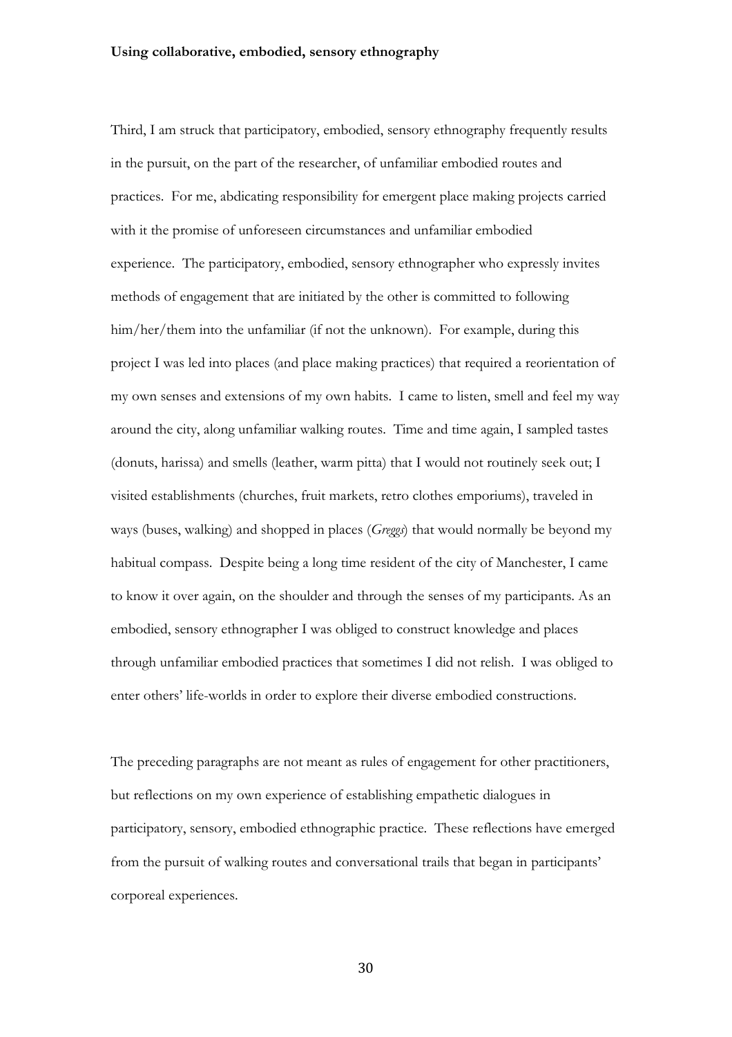Third, I am struck that participatory, embodied, sensory ethnography frequently results in the pursuit, on the part of the researcher, of unfamiliar embodied routes and practices. For me, abdicating responsibility for emergent place making projects carried with it the promise of unforeseen circumstances and unfamiliar embodied experience. The participatory, embodied, sensory ethnographer who expressly invites methods of engagement that are initiated by the other is committed to following him/her/them into the unfamiliar (if not the unknown). For example, during this project I was led into places (and place making practices) that required a reorientation of my own senses and extensions of my own habits. I came to listen, smell and feel my way around the city, along unfamiliar walking routes. Time and time again, I sampled tastes (donuts, harissa) and smells (leather, warm pitta) that I would not routinely seek out; I visited establishments (churches, fruit markets, retro clothes emporiums), traveled in ways (buses, walking) and shopped in places (*Greggs*) that would normally be beyond my habitual compass. Despite being a long time resident of the city of Manchester, I came to know it over again, on the shoulder and through the senses of my participants. As an embodied, sensory ethnographer I was obliged to construct knowledge and places through unfamiliar embodied practices that sometimes I did not relish. I was obliged to enter others' life-worlds in order to explore their diverse embodied constructions.

The preceding paragraphs are not meant as rules of engagement for other practitioners, but reflections on my own experience of establishing empathetic dialogues in participatory, sensory, embodied ethnographic practice. These reflections have emerged from the pursuit of walking routes and conversational trails that began in participants' corporeal experiences.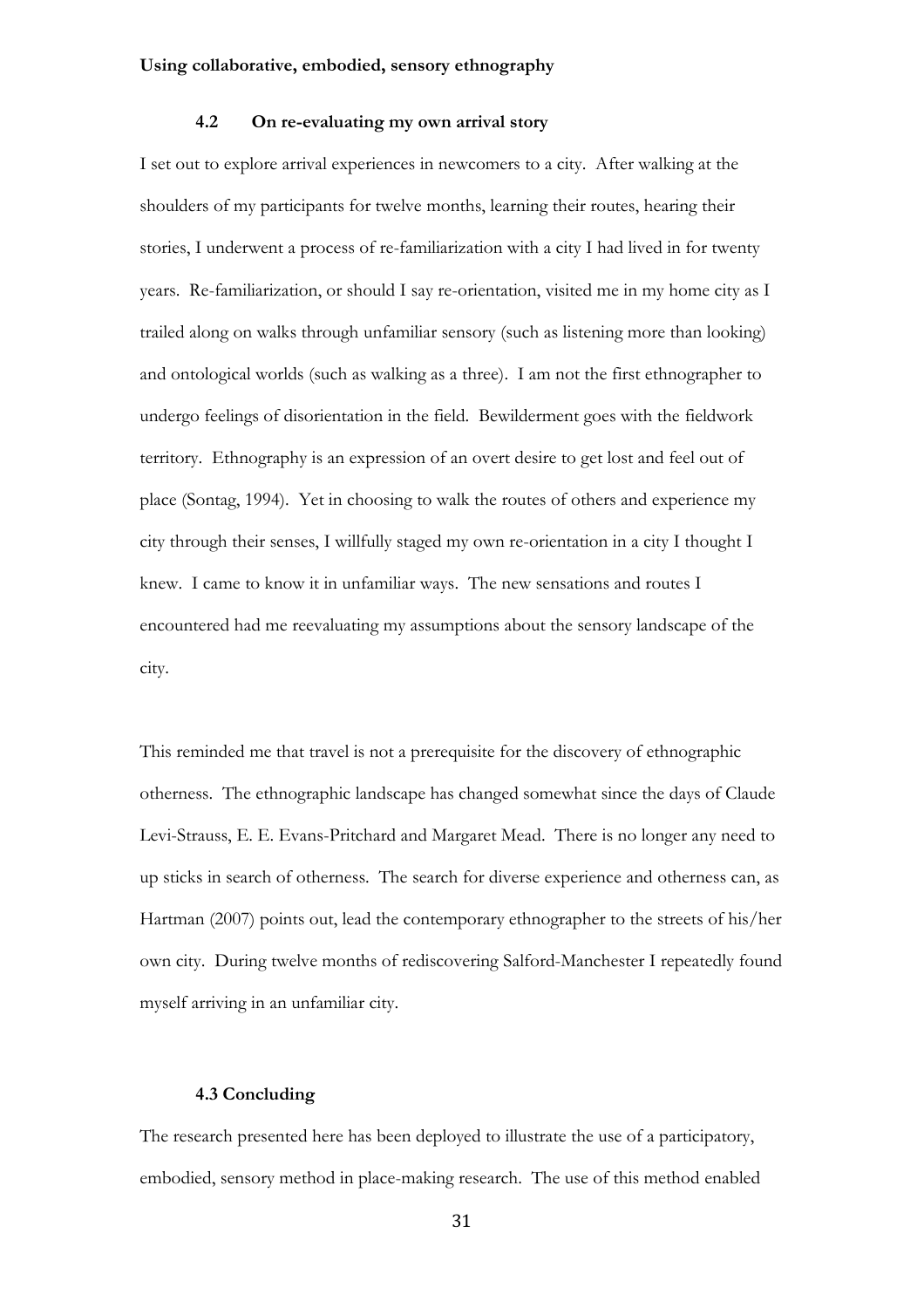### 4.2 On re-evaluating my own arrival story

I set out to explore arrival experiences in newcomers to a city. After walking at the shoulders of my participants for twelve months, learning their routes, hearing their stories, I underwent a process of re-familiarization with a city I had lived in for twenty years. Re-familiarization, or should I say re-orientation, visited me in my home city as I trailed along on walks through unfamiliar sensory (such as listening more than looking) and ontological worlds (such as walking as a three). I am not the first ethnographer to undergo feelings of disorientation in the field. Bewilderment goes with the fieldwork territory. Ethnography is an expression of an overt desire to get lost and feel out of place (Sontag, 1994). Yet in choosing to walk the routes of others and experience my city through their senses, I willfully staged my own re-orientation in a city I thought I knew. I came to know it in unfamiliar ways. The new sensations and routes I encountered had me reevaluating my assumptions about the sensory landscape of the city.

This reminded me that travel is not a prerequisite for the discovery of ethnographic otherness. The ethnographic landscape has changed somewhat since the days of Claude Levi-Strauss, E. E. Evans-Pritchard and Margaret Mead. There is no longer any need to up sticks in search of otherness. The search for diverse experience and otherness can, as Hartman (2007) points out, lead the contemporary ethnographer to the streets of his/her own city. During twelve months of rediscovering Salford-Manchester I repeatedly found myself arriving in an unfamiliar city.

### 4.3 Concluding

The research presented here has been deployed to illustrate the use of a participatory, embodied, sensory method in place-making research. The use of this method enabled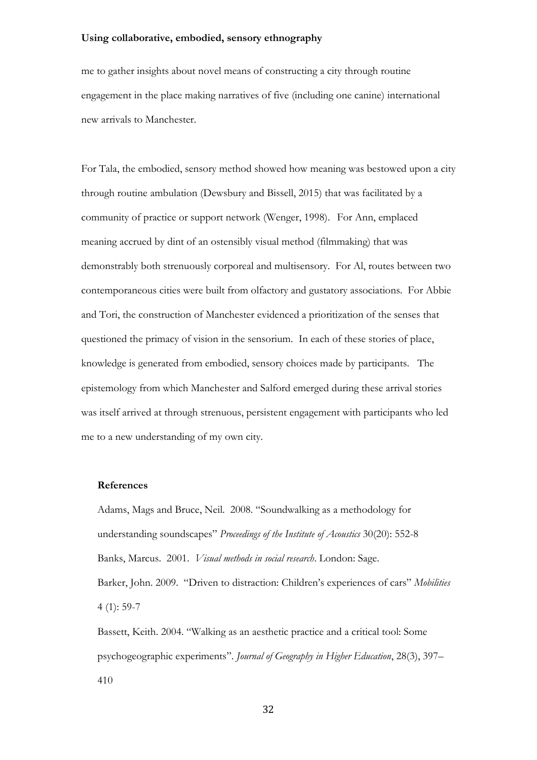me to gather insights about novel means of constructing a city through routine engagement in the place making narratives of five (including one canine) international new arrivals to Manchester.

For Tala, the embodied, sensory method showed how meaning was bestowed upon a city through routine ambulation (Dewsbury and Bissell, 2015) that was facilitated by a community of practice or support network (Wenger, 1998). For Ann, emplaced meaning accrued by dint of an ostensibly visual method (filmmaking) that was demonstrably both strenuously corporeal and multisensory. For Al, routes between two contemporaneous cities were built from olfactory and gustatory associations. For Abbie and Tori, the construction of Manchester evidenced a prioritization of the senses that questioned the primacy of vision in the sensorium. In each of these stories of place, knowledge is generated from embodied, sensory choices made by participants. The epistemology from which Manchester and Salford emerged during these arrival stories was itself arrived at through strenuous, persistent engagement with participants who led me to a new understanding of my own city.

### References

Adams, Mags and Bruce, Neil. 2008. "Soundwalking as a methodology for understanding soundscapes" *Proceedings of the Institute of Acoustics* 30(20): 552-8

Banks, Marcus. 2001. *Visual methods in social research*. London: Sage.

Barker, John. 2009. "Driven to distraction: Children's experiences of cars" *Mobilities* 4 (1): 59-7

Bassett, Keith. 2004. "Walking as an aesthetic practice and a critical tool: Some psychogeographic experiments". *Journal of Geography in Higher Education*, 28(3), 397–410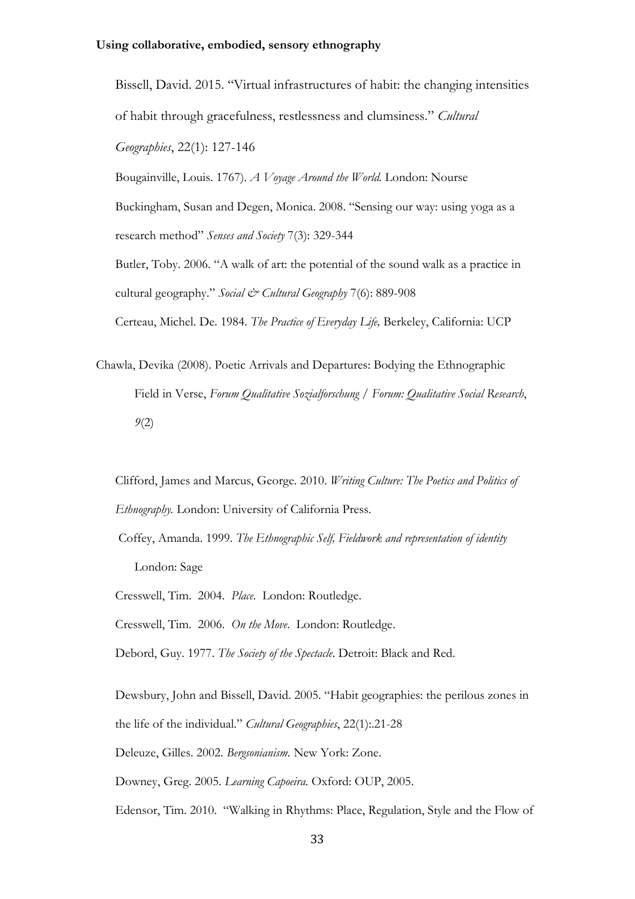Bissell, David. 2015. "Virtual infrastructures of habit: the changing intensities of habit through gracefulness, restlessness and clumsiness." *Cultural Geographies*, 22(1): 127-146

Bougainville, Louis. 1767). *A Voyage Around the World.* London: Nourse

Buckingham, Susan and Degen, Monica. 2008. "Sensing our way: using yoga as a research method" *Senses and Society* 7(3): 329-344

Butler, Toby. 2006. "A walk of art: the potential of the sound walk as a practice in cultural geography." *Social & Cultural Geography* 7(6): 889-908

Certeau, Michel. De. 1984. *The Practice of Everyday Life,* Berkeley, California: UCP

Chawla, Devika (2008). Poetic Arrivals and Departures: Bodying the Ethnographic Field in Verse, *Forum Qualitative Sozialforschung / Forum: Qualitative Social Research*, *9*(2)

Clifford, James and Marcus, George. 2010. *Writing Culture: The Poetics and Politics of Ethnography.* London: University of California Press.

Coffey, Amanda. 1999. *The Ethnographic Self, Fieldwork and representation of identity* London: Sage

Cresswell, Tim. 2004. *Place.* London: Routledge.

Cresswell, Tim. 2006. *On the Move.* London: Routledge.

Debord, Guy. 1977. *The Society of the Spectacle*. Detroit: Black and Red.

Dewsbury, John and Bissell, David. 2005. "Habit geographies: the perilous zones in the life of the individual." *Cultural Geographies*, 22(1):.21-28

Deleuze, Gilles. 2002. *Bergsonianism.* New York: Zone.

Downey, Greg. 2005. *Learning Capoeira.* Oxford: OUP, 2005.

Edensor, Tim. 2010. "Walking in Rhythms: Place, Regulation, Style and the Flow of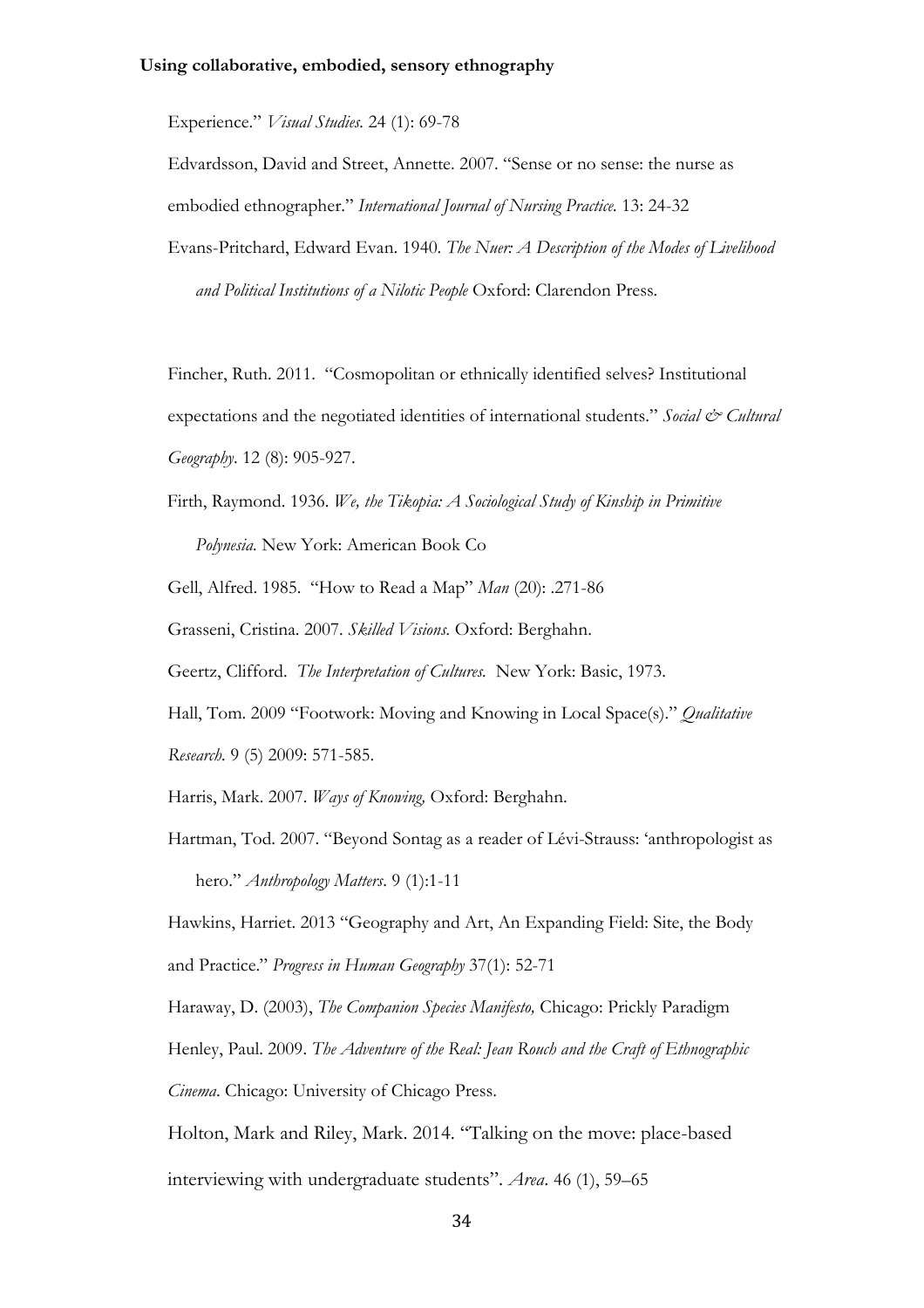Experience." *Visual Studies*. 24 (1): 69-78

Edvardsson, David and Street, Annette. 2007. "Sense or no sense: the nurse as embodied ethnographer." *International Journal of Nursing Practice*. 13: 24-32

Evans-Pritchard, Edward Evan. 1940. *The Nuer: A Description of the Modes of Livelihood and Political Institutions of a Nilotic People* Oxford: Clarendon Press.

Fincher, Ruth. 2011. "Cosmopolitan or ethnically identified selves? Institutional expectations and the negotiated identities of international students." *Social & Cultural Geography*. 12 (8): 905-927.

Firth, Raymond. 1936. *We, the Tikopia: A Sociological Study of Kinship in Primitive Polynesia*. New York: American Book Co

Gell, Alfred. 1985. "How to Read a Map" *Man* (20): .271-86

Grasseni, Cristina. 2007. *Skilled Visions*. Oxford: Berghahn.

Geertz, Clifford. *The Interpretation of Cultures.* New York: Basic, 1973.

Hall, Tom. 2009 "Footwork: Moving and Knowing in Local Space(s)." *Qualitative Research*. 9 (5) 2009: 571-585.

Harris, Mark. 2007. *Ways of Knowing,* Oxford: Berghahn.

Hartman, Tod. 2007. "Beyond Sontag as a reader of Lévi-Strauss: 'anthropologist as hero." *Anthropology Matters*. 9 (1):1-11

Hawkins, Harriet. 2013 "Geography and Art, An Expanding Field: Site, the Body and Practice." *Progress in Human Geography* 37(1): 52-71

Haraway, D. (2003), *The Companion Species Manifesto,* Chicago: Prickly Paradigm

Henley, Paul. 2009. *The Adventure of the Real: Jean Rouch and the Craft of Ethnographic Cinema*. Chicago: University of Chicago Press.

Holton, Mark and Riley, Mark. 2014. "Talking on the move: place-based interviewing with undergraduate students". *Area*. 46 (1), 59–65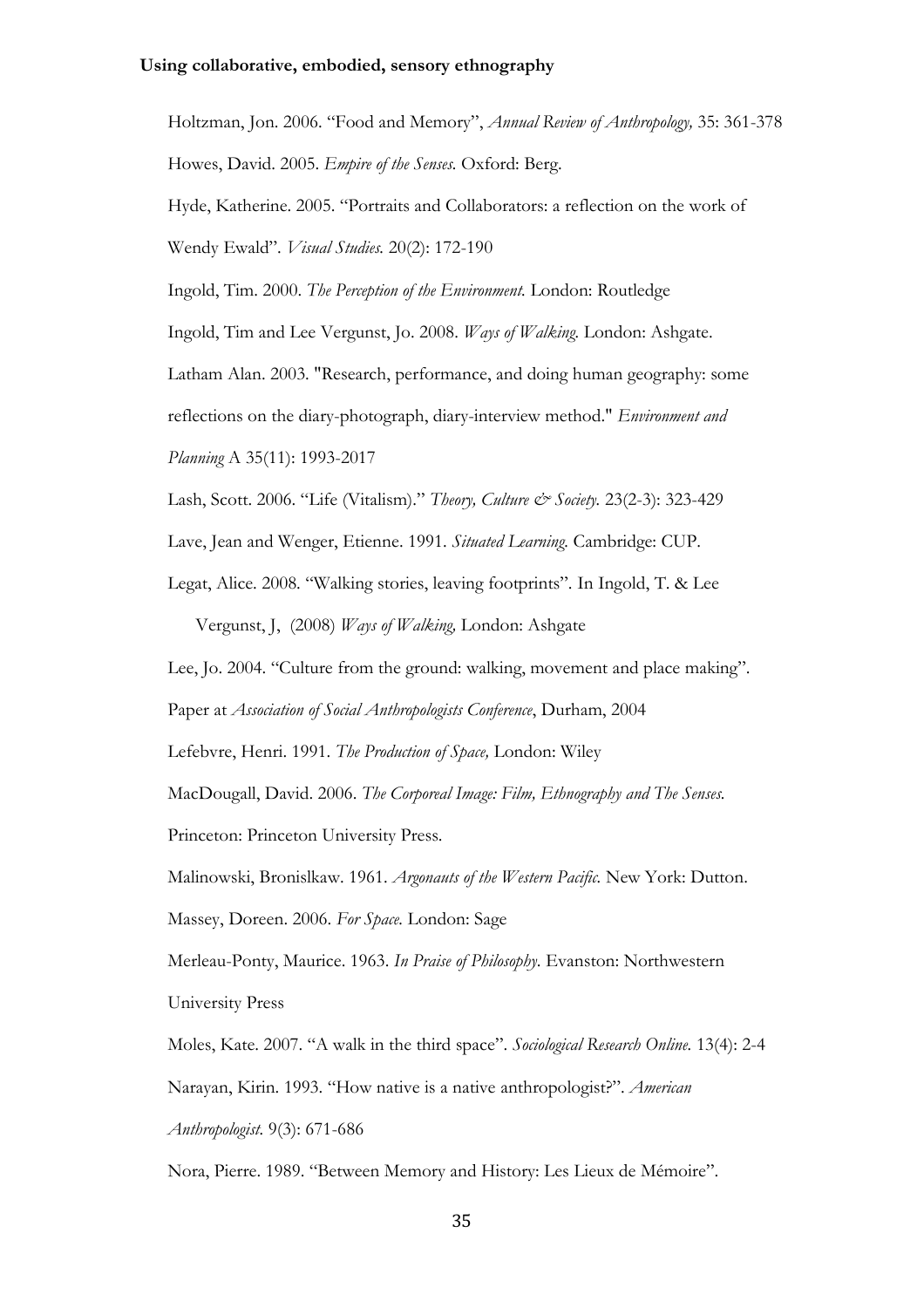Holtzman, Jon. 2006. "Food and Memory", *Annual Review of Anthropology,* 35: 361-378

Howes, David. 2005. *Empire of the Senses.* Oxford: Berg.

Hyde, Katherine. 2005. "Portraits and Collaborators: a reflection on the work of Wendy Ewald". *Visual Studies.* 20(2): 172-190

Ingold, Tim. 2000. *The Perception of the Environment.* London: Routledge

Ingold, Tim and Lee Vergunst, Jo. 2008. *Ways of Walking.* London: Ashgate.

Latham Alan. 2003. "Research, performance, and doing human geography: some reflections on the diary-photograph, diary-interview method." *Environment and Planning* A 35(11): 1993-2017

Lash, Scott. 2006. "Life (Vitalism)." *Theory, Culture & Society.* 23(2-3): 323-429

Lave, Jean and Wenger, Etienne. 1991. *Situated Learning.* Cambridge: CUP.

Legat, Alice. 2008. "Walking stories, leaving footprints". In Ingold, T. & Lee Vergunst, J, (2008) *Ways of Walking,* London: Ashgate

Lee, Jo. 2004. "Culture from the ground: walking, movement and place making". Paper at *Association of Social Anthropologists Conference*, Durham, 2004

Lefebvre, Henri. 1991. *The Production of Space,* London: Wiley

MacDougall, David. 2006. *The Corporeal Image: Film, Ethnography and The Senses.* Princeton: Princeton University Press.

Malinowski, Bronislkaw. 1961. *Argonauts of the Western Pacific.* New York: Dutton.

Massey, Doreen. 2006. *For Space.* London: Sage

Merleau-Ponty, Maurice. 1963. *In Praise of Philosophy.* Evanston: Northwestern University Press

Moles, Kate. 2007. "A walk in the third space". *Sociological Research Online.* 13(4): 2-4

Narayan, Kirin. 1993. "How native is a native anthropologist?". *American Anthropologist.* 9(3): 671-686

Nora, Pierre. 1989. "Between Memory and History: Les Lieux de Mémoire".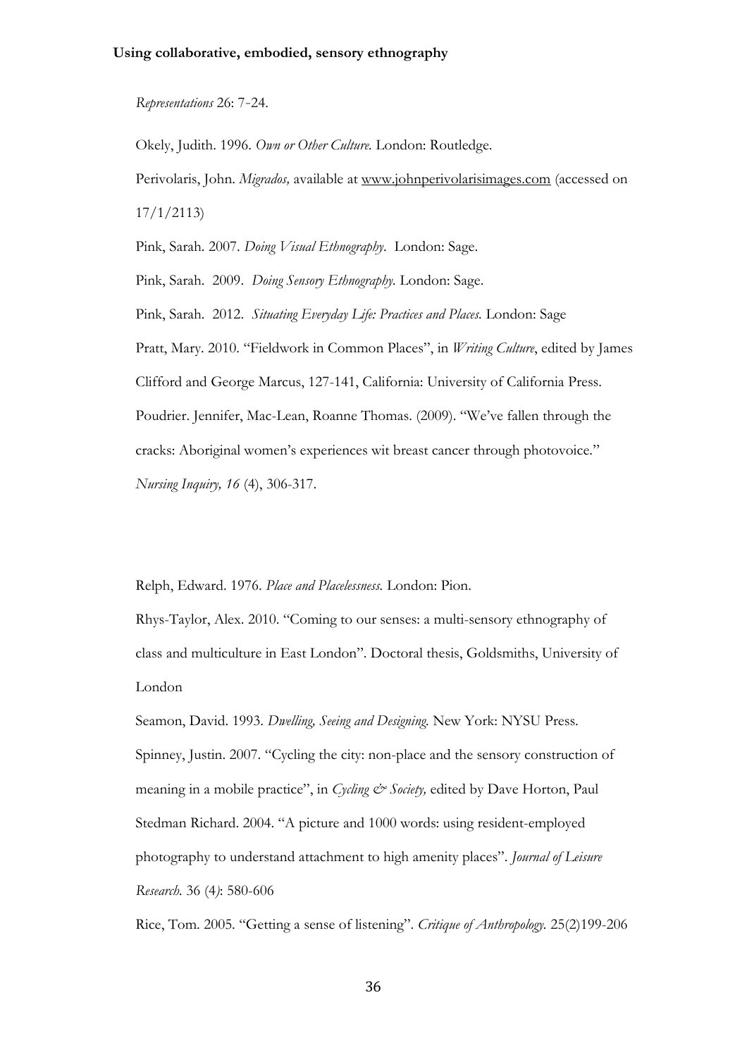*Representations* 26: 7-24.

Okely, Judith. 1996. *Own or Other Culture.* London: Routledge.

Perivolaris, John. *Migrados,* available at www.johnperivolarisimages.com (accessed on 17/1/2113)

Pink, Sarah. 2007. *Doing Visual Ethnography*. London: Sage.

Pink, Sarah. 2009. *Doing Sensory Ethnography.* London: Sage.

Pink, Sarah. 2012. *Situating Everyday Life: Practices and Places.* London: Sage

Pratt, Mary. 2010. "Fieldwork in Common Places", in *Writing Culture*, edited by James Clifford and George Marcus, 127-141, California: University of California Press.

Poudrier. Jennifer, Mac-Lean, Roanne Thomas. (2009). "We've fallen through the cracks: Aboriginal women's experiences wit breast cancer through photovoice." *Nursing Inquiry, 16* (4), 306-317.

Relph, Edward. 1976. *Place and Placelessness.* London: Pion.

Rhys-Taylor, Alex. 2010. "Coming to our senses: a multi-sensory ethnography of class and multiculture in East London". Doctoral thesis, Goldsmiths, University of London

Seamon, David. 1993. *Dwelling, Seeing and Designing.* New York: NYSU Press.

Spinney, Justin. 2007. "Cycling the city: non-place and the sensory construction of meaning in a mobile practice", in *Cycling & Society,* edited by Dave Horton, Paul

Stedman Richard. 2004. "A picture and 1000 words: using resident-employed photography to understand attachment to high amenity places". *Journal of Leisure Research.* 36 (4): 580-606

Rice, Tom. 2005. "Getting a sense of listening". *Critique of Anthropology.* 25(2)199-206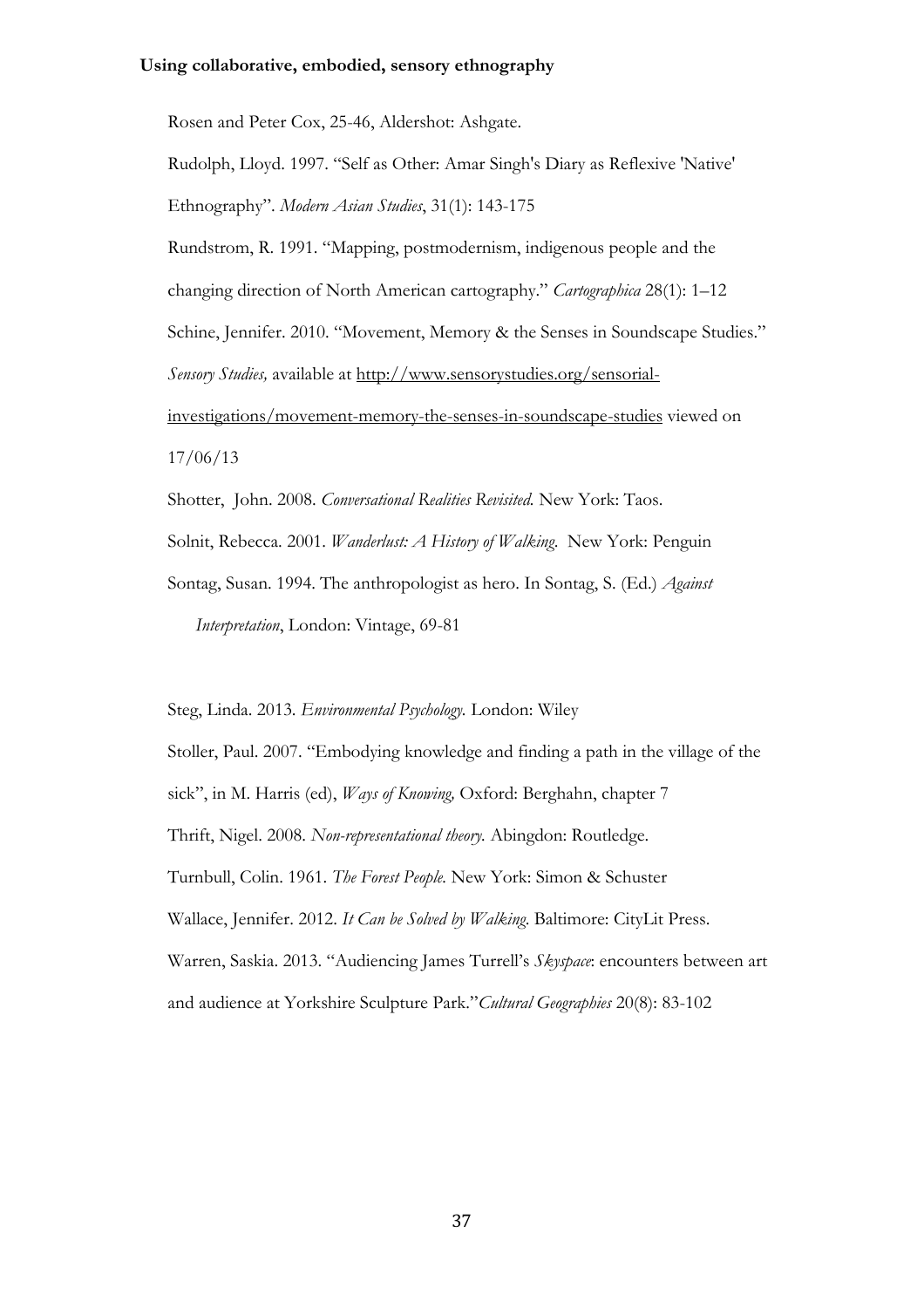Rosen and Peter Cox, 25-46, Aldershot: Ashgate.

Rudolph, Lloyd. 1997. "Self as Other: Amar Singh's Diary as Reflexive 'Native' Ethnography". *Modern Asian Studies*, 31(1): 143-175

Rundstrom, R. 1991. "Mapping, postmodernism, indigenous people and the changing direction of North American cartography." *Cartographica* 28(1): 1–12

Schine, Jennifer. 2010. "Movement, Memory & the Senses in Soundscape Studies." *Sensory Studies,* available at http://www.sensorystudies.org/sensorial-investigations/movement-memory-the-senses-in-soundscape-studies viewed on 17/06/13

Shotter, John. 2008. *Conversational Realities Revisited.* New York: Taos.

Solnit, Rebecca. 2001. *Wanderlust: A History of Walking.* New York: Penguin

Sontag, Susan. 1994. The anthropologist as hero. In Sontag, S. (Ed.) *Against Interpretation*, London: Vintage, 69-81

Steg, Linda. 2013. *Environmental Psychology.* London: Wiley

Stoller, Paul. 2007. "Embodying knowledge and finding a path in the village of the sick", in M. Harris (ed), *Ways of Knowing,* Oxford: Berghahn, chapter 7

Thrift, Nigel. 2008. *Non-representational theory.* Abingdon: Routledge.

Turnbull, Colin. 1961. *The Forest People.* New York: Simon & Schuster

Wallace, Jennifer. 2012. *It Can be Solved by Walking.* Baltimore: CityLit Press.

Warren, Saskia. 2013. "Audiencing James Turrell's *Skyspace*: encounters between art and audience at Yorkshire Sculpture Park."*Cultural Geographies* 20(8): 83-102